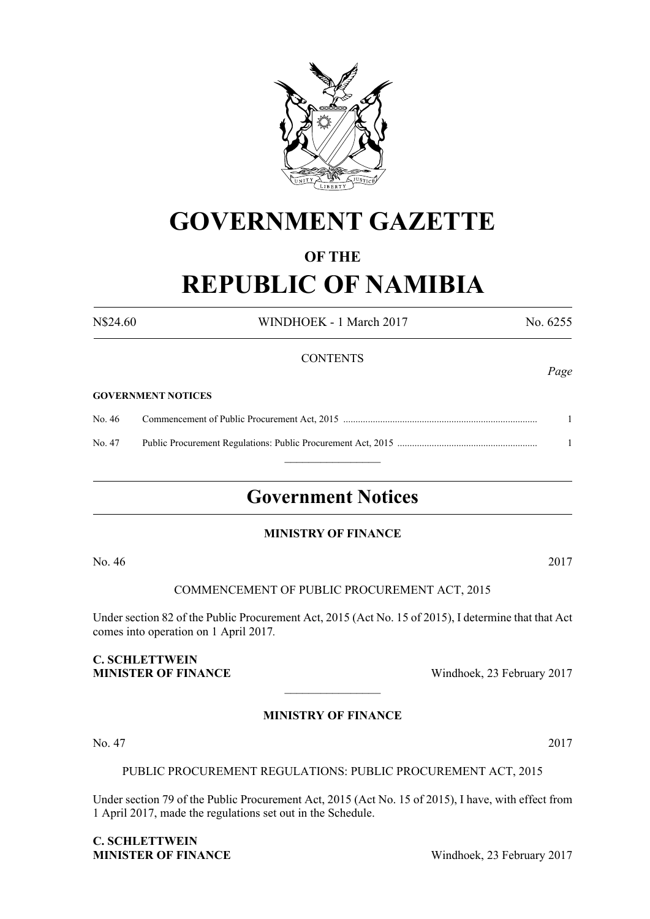# GOVERNMENT GAZETTE

## OF THE

# REPUBLIC OF NAMIBIA

N$24.60 WINDHOEK - 1 March 2017 No. 6255

CONTENTS

*Page*

**GOVERNMENT NOTICES**

| | | |
|---|---|---|
| No. 46 | Commencement of Public Procurement Act, 2015 | 1 |
| No. 47 | Public Procurement Regulations: Public Procurement Act, 2015 | 1 |

---

## Government Notices

**MINISTRY OF FINANCE**

No. 46 2017

COMMENCEMENT OF PUBLIC PROCUREMENT ACT, 2015

Under section 82 of the Public Procurement Act, 2015 (Act No. 15 of 2015), I determine that that Act comes into operation on 1 April 2017.

**C. SCHLETTWEIN**
**MINISTER OF FINANCE** Windhoek, 23 February 2017

---

**MINISTRY OF FINANCE**

No. 47 2017

PUBLIC PROCUREMENT REGULATIONS: PUBLIC PROCUREMENT ACT, 2015

Under section 79 of the Public Procurement Act, 2015 (Act No. 15 of 2015), I have, with effect from 1 April 2017, made the regulations set out in the Schedule.

**C. SCHLETTWEIN**
**MINISTER OF FINANCE** Windhoek, 23 February 2017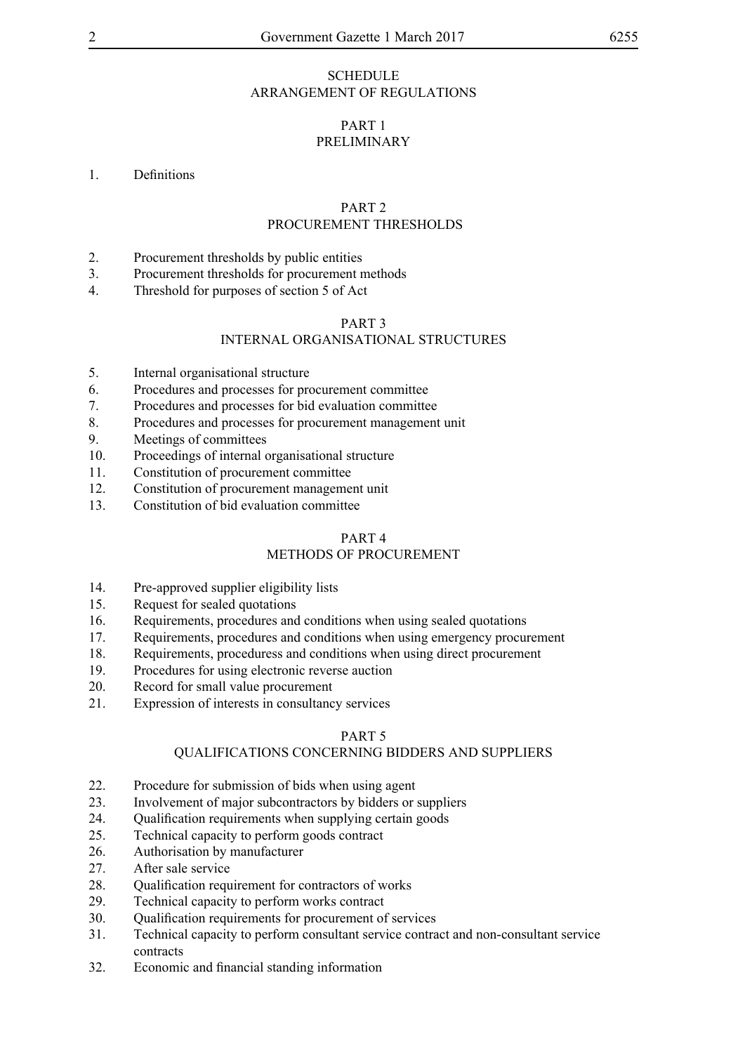# SCHEDULE
## ARRANGEMENT OF REGULATIONS

### PART 1
### PRELIMINARY

1. Definitions

### PART 2
### PROCUREMENT THRESHOLDS

2. Procurement thresholds by public entities
3. Procurement thresholds for procurement methods
4. Threshold for purposes of section 5 of Act

### PART 3
### INTERNAL ORGANISATIONAL STRUCTURES

5. Internal organisational structure
6. Procedures and processes for procurement committee
7. Procedures and processes for bid evaluation committee
8. Procedures and processes for procurement management unit
9. Meetings of committees
10. Proceedings of internal organisational structure
11. Constitution of procurement committee
12. Constitution of procurement management unit
13. Constitution of bid evaluation committee

### PART 4
### METHODS OF PROCUREMENT

14. Pre-approved supplier eligibility lists
15. Request for sealed quotations
16. Requirements, procedures and conditions when using sealed quotations
17. Requirements, procedures and conditions when using emergency procurement
18. Requirements, proceduress and conditions when using direct procurement
19. Procedures for using electronic reverse auction
20. Record for small value procurement
21. Expression of interests in consultancy services

### PART 5
### QUALIFICATIONS CONCERNING BIDDERS AND SUPPLIERS

22. Procedure for submission of bids when using agent
23. Involvement of major subcontractors by bidders or suppliers
24. Qualification requirements when supplying certain goods
25. Technical capacity to perform goods contract
26. Authorisation by manufacturer
27. After sale service
28. Qualification requirement for contractors of works
29. Technical capacity to perform works contract
30. Qualification requirements for procurement of services
31. Technical capacity to perform consultant service contract and non-consultant service contracts
32. Economic and financial standing information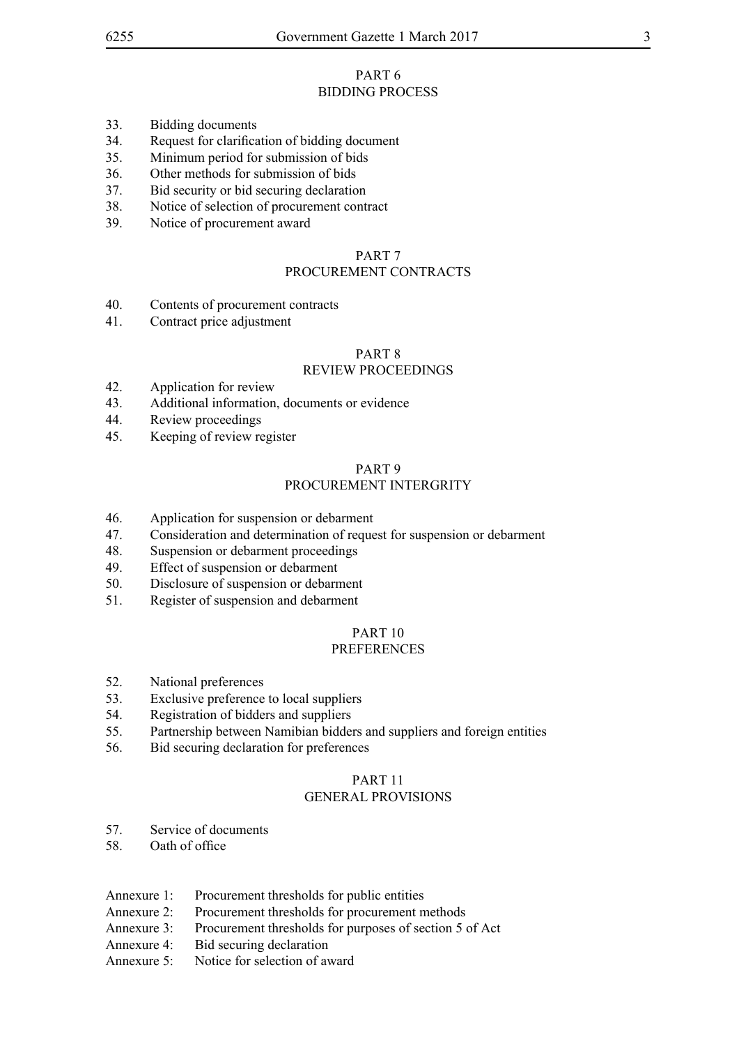PART 6
BIDDING PROCESS

33. Bidding documents
34. Request for clarification of bidding document
35. Minimum period for submission of bids
36. Other methods for submission of bids
37. Bid security or bid securing declaration
38. Notice of selection of procurement contract
39. Notice of procurement award

PART 7
PROCUREMENT CONTRACTS

40. Contents of procurement contracts
41. Contract price adjustment

PART 8
REVIEW PROCEEDINGS

42. Application for review
43. Additional information, documents or evidence
44. Review proceedings
45. Keeping of review register

PART 9
PROCUREMENT INTERGRITY

46. Application for suspension or debarment
47. Consideration and determination of request for suspension or debarment
48. Suspension or debarment proceedings
49. Effect of suspension or debarment
50. Disclosure of suspension or debarment
51. Register of suspension and debarment

PART 10
PREFERENCES

52. National preferences
53. Exclusive preference to local suppliers
54. Registration of bidders and suppliers
55. Partnership between Namibian bidders and suppliers and foreign entities
56. Bid securing declaration for preferences

PART 11
GENERAL PROVISIONS

57. Service of documents
58. Oath of office

Annexure 1: Procurement thresholds for public entities
Annexure 2: Procurement thresholds for procurement methods
Annexure 3: Procurement thresholds for purposes of section 5 of Act
Annexure 4: Bid securing declaration
Annexure 5: Notice for selection of award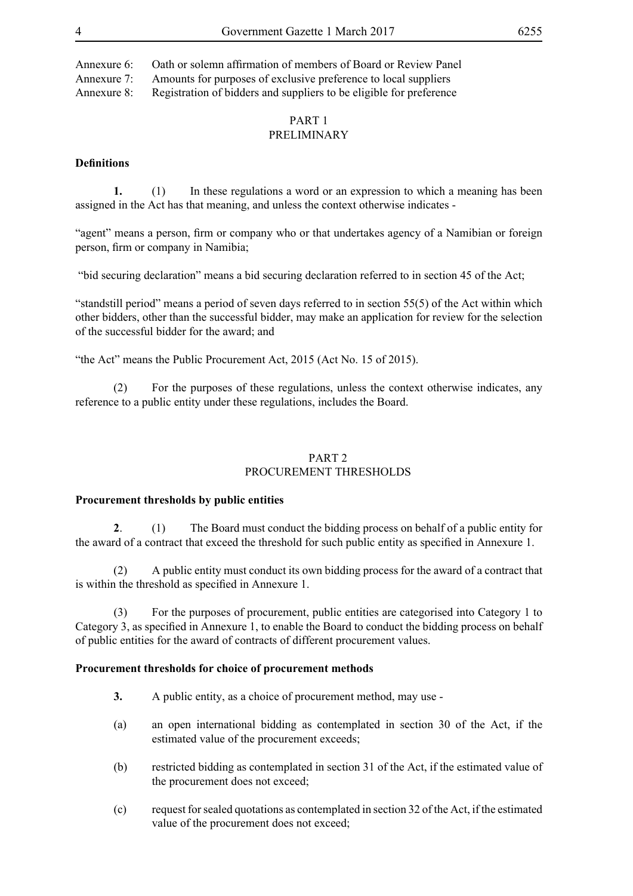Annexure 6: Oath or solemn affirmation of members of Board or Review Panel
Annexure 7: Amounts for purposes of exclusive preference to local suppliers
Annexure 8: Registration of bidders and suppliers to be eligible for preference

## PART 1
## PRELIMINARY

**Definitions**

**1.** (1) In these regulations a word or an expression to which a meaning has been assigned in the Act has that meaning, and unless the context otherwise indicates -

"agent" means a person, firm or company who or that undertakes agency of a Namibian or foreign person, firm or company in Namibia;

"bid securing declaration" means a bid securing declaration referred to in section 45 of the Act;

"standstill period" means a period of seven days referred to in section 55(5) of the Act within which other bidders, other than the successful bidder, may make an application for review for the selection of the successful bidder for the award; and

"the Act" means the Public Procurement Act, 2015 (Act No. 15 of 2015).

(2) For the purposes of these regulations, unless the context otherwise indicates, any reference to a public entity under these regulations, includes the Board.

## PART 2
## PROCUREMENT THRESHOLDS

**Procurement thresholds by public entities**

**2**. (1) The Board must conduct the bidding process on behalf of a public entity for the award of a contract that exceed the threshold for such public entity as specified in Annexure 1.

(2) A public entity must conduct its own bidding process for the award of a contract that is within the threshold as specified in Annexure 1.

(3) For the purposes of procurement, public entities are categorised into Category 1 to Category 3, as specified in Annexure 1, to enable the Board to conduct the bidding process on behalf of public entities for the award of contracts of different procurement values.

**Procurement thresholds for choice of procurement methods**

**3.** A public entity, as a choice of procurement method, may use -

(a) an open international bidding as contemplated in section 30 of the Act, if the estimated value of the procurement exceeds;

(b) restricted bidding as contemplated in section 31 of the Act, if the estimated value of the procurement does not exceed;

(c) request for sealed quotations as contemplated in section 32 of the Act, if the estimated value of the procurement does not exceed;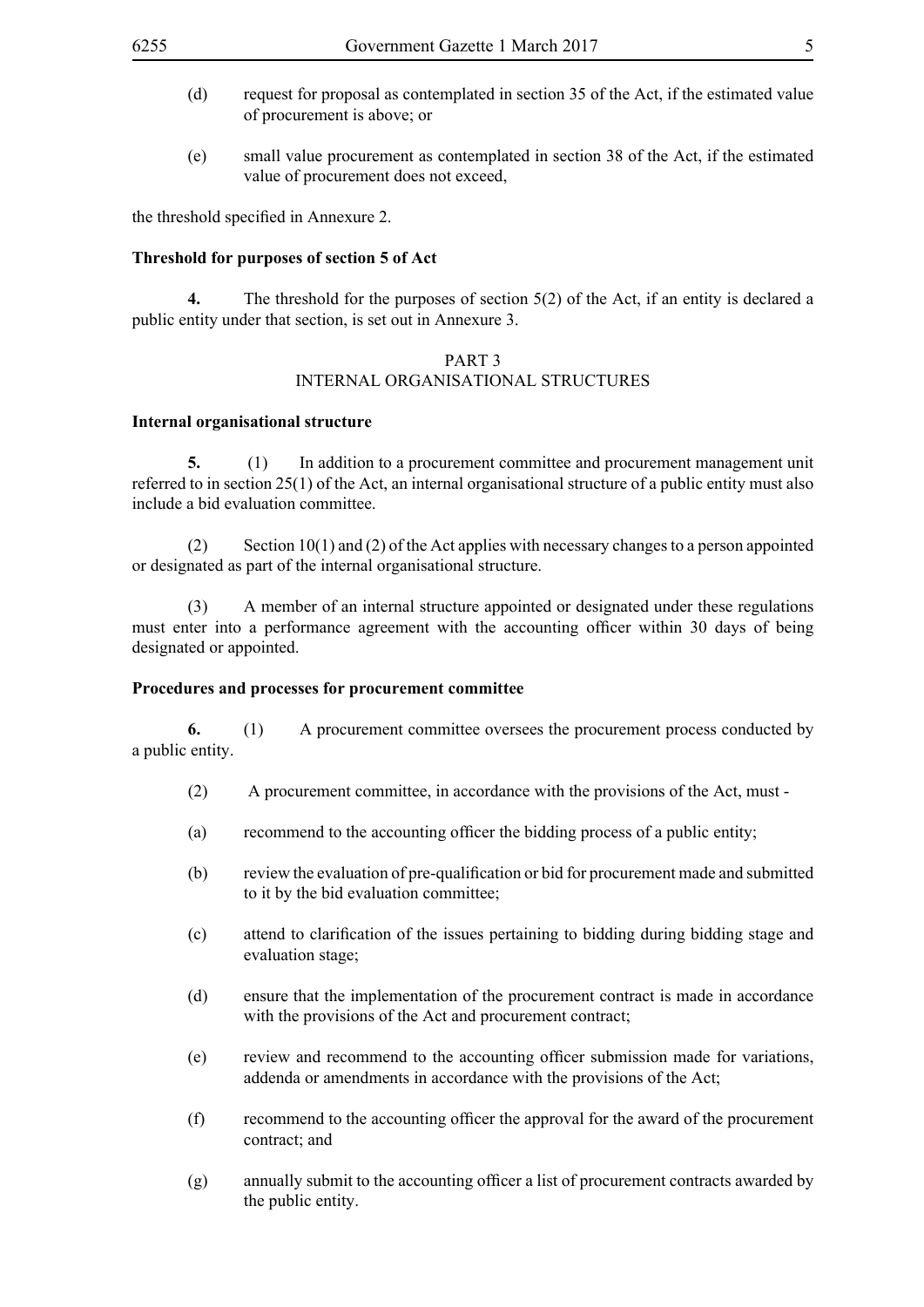(d) request for proposal as contemplated in section 35 of the Act, if the estimated value of procurement is above; or

(e) small value procurement as contemplated in section 38 of the Act, if the estimated value of procurement does not exceed,

the threshold specified in Annexure 2.

**Threshold for purposes of section 5 of Act**

**4.** The threshold for the purposes of section 5(2) of the Act, if an entity is declared a public entity under that section, is set out in Annexure 3.

## PART 3
## INTERNAL ORGANISATIONAL STRUCTURES

**Internal organisational structure**

**5.** (1) In addition to a procurement committee and procurement management unit referred to in section 25(1) of the Act, an internal organisational structure of a public entity must also include a bid evaluation committee.

(2) Section 10(1) and (2) of the Act applies with necessary changes to a person appointed or designated as part of the internal organisational structure.

(3) A member of an internal structure appointed or designated under these regulations must enter into a performance agreement with the accounting officer within 30 days of being designated or appointed.

**Procedures and processes for procurement committee**

**6.** (1) A procurement committee oversees the procurement process conducted by a public entity.

(2) A procurement committee, in accordance with the provisions of the Act, must -

(a) recommend to the accounting officer the bidding process of a public entity;

(b) review the evaluation of pre-qualification or bid for procurement made and submitted to it by the bid evaluation committee;

(c) attend to clarification of the issues pertaining to bidding during bidding stage and evaluation stage;

(d) ensure that the implementation of the procurement contract is made in accordance with the provisions of the Act and procurement contract;

(e) review and recommend to the accounting officer submission made for variations, addenda or amendments in accordance with the provisions of the Act;

(f) recommend to the accounting officer the approval for the award of the procurement contract; and

(g) annually submit to the accounting officer a list of procurement contracts awarded by the public entity.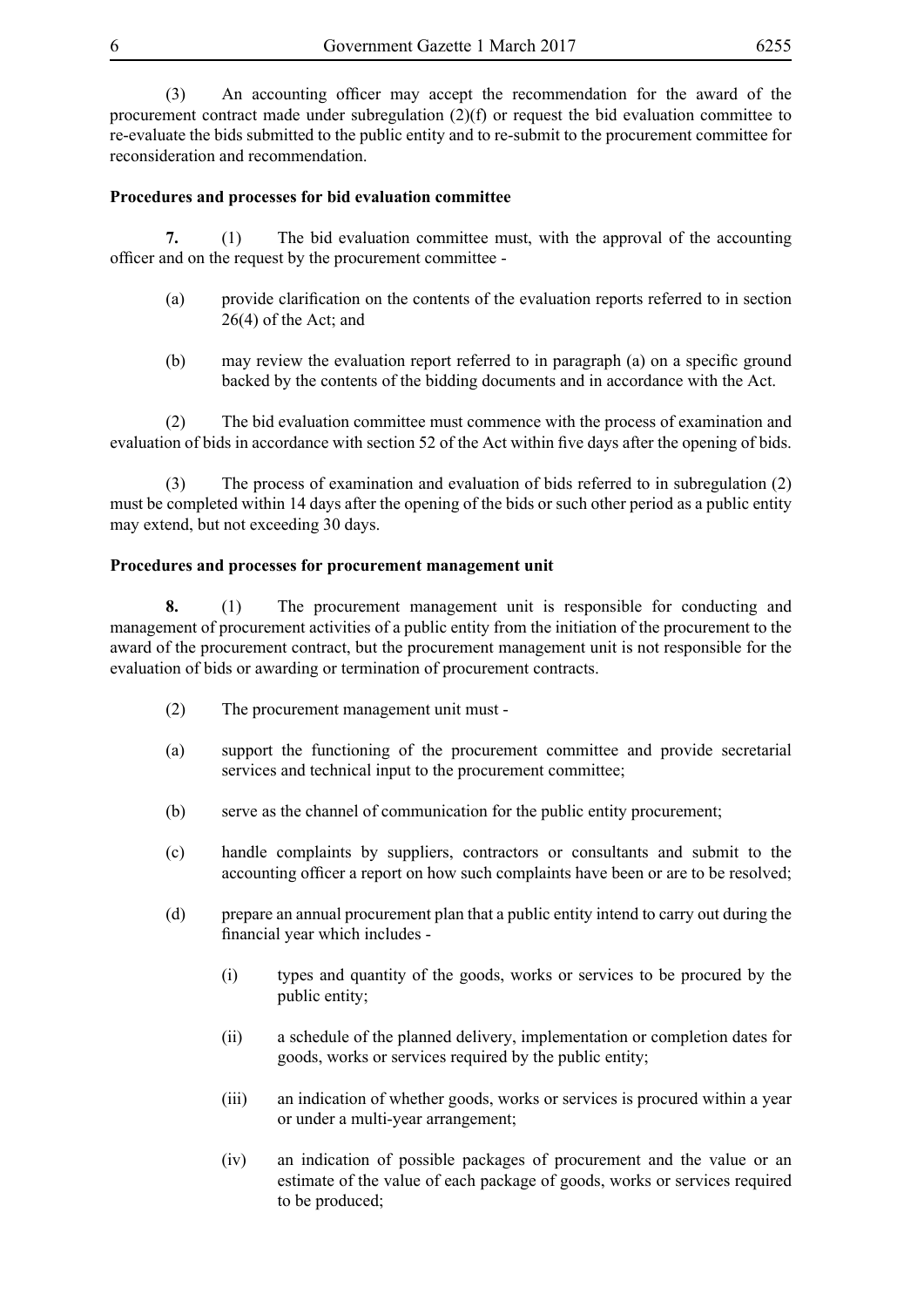(3) An accounting officer may accept the recommendation for the award of the procurement contract made under subregulation (2)(f) or request the bid evaluation committee to re-evaluate the bids submitted to the public entity and to re-submit to the procurement committee for reconsideration and recommendation.

**Procedures and processes for bid evaluation committee**

**7.** (1) The bid evaluation committee must, with the approval of the accounting officer and on the request by the procurement committee -

(a) provide clarification on the contents of the evaluation reports referred to in section 26(4) of the Act; and

(b) may review the evaluation report referred to in paragraph (a) on a specific ground backed by the contents of the bidding documents and in accordance with the Act.

(2) The bid evaluation committee must commence with the process of examination and evaluation of bids in accordance with section 52 of the Act within five days after the opening of bids.

(3) The process of examination and evaluation of bids referred to in subregulation (2) must be completed within 14 days after the opening of the bids or such other period as a public entity may extend, but not exceeding 30 days.

**Procedures and processes for procurement management unit**

**8.** (1) The procurement management unit is responsible for conducting and management of procurement activities of a public entity from the initiation of the procurement to the award of the procurement contract, but the procurement management unit is not responsible for the evaluation of bids or awarding or termination of procurement contracts.

(2) The procurement management unit must -

(a) support the functioning of the procurement committee and provide secretarial services and technical input to the procurement committee;

(b) serve as the channel of communication for the public entity procurement;

(c) handle complaints by suppliers, contractors or consultants and submit to the accounting officer a report on how such complaints have been or are to be resolved;

(d) prepare an annual procurement plan that a public entity intend to carry out during the financial year which includes -

(i) types and quantity of the goods, works or services to be procured by the public entity;

(ii) a schedule of the planned delivery, implementation or completion dates for goods, works or services required by the public entity;

(iii) an indication of whether goods, works or services is procured within a year or under a multi-year arrangement;

(iv) an indication of possible packages of procurement and the value or an estimate of the value of each package of goods, works or services required to be produced;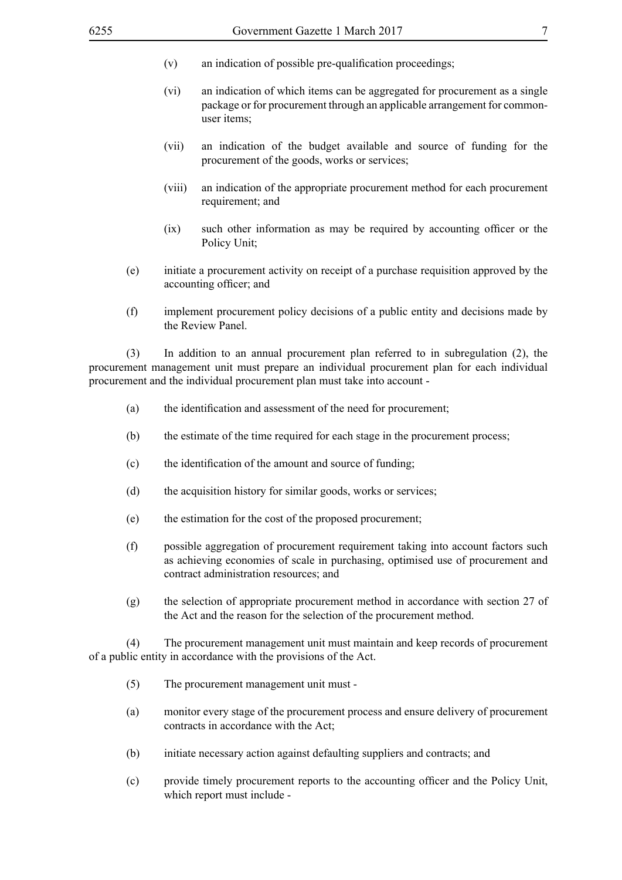(v) an indication of possible pre-qualification proceedings;

(vi) an indication of which items can be aggregated for procurement as a single package or for procurement through an applicable arrangement for common-user items;

(vii) an indication of the budget available and source of funding for the procurement of the goods, works or services;

(viii) an indication of the appropriate procurement method for each procurement requirement; and

(ix) such other information as may be required by accounting officer or the Policy Unit;

(e) initiate a procurement activity on receipt of a purchase requisition approved by the accounting officer; and

(f) implement procurement policy decisions of a public entity and decisions made by the Review Panel.

(3) In addition to an annual procurement plan referred to in subregulation (2), the procurement management unit must prepare an individual procurement plan for each individual procurement and the individual procurement plan must take into account -

(a) the identification and assessment of the need for procurement;

(b) the estimate of the time required for each stage in the procurement process;

(c) the identification of the amount and source of funding;

(d) the acquisition history for similar goods, works or services;

(e) the estimation for the cost of the proposed procurement;

(f) possible aggregation of procurement requirement taking into account factors such as achieving economies of scale in purchasing, optimised use of procurement and contract administration resources; and

(g) the selection of appropriate procurement method in accordance with section 27 of the Act and the reason for the selection of the procurement method.

(4) The procurement management unit must maintain and keep records of procurement of a public entity in accordance with the provisions of the Act.

(5) The procurement management unit must -

(a) monitor every stage of the procurement process and ensure delivery of procurement contracts in accordance with the Act;

(b) initiate necessary action against defaulting suppliers and contracts; and

(c) provide timely procurement reports to the accounting officer and the Policy Unit, which report must include -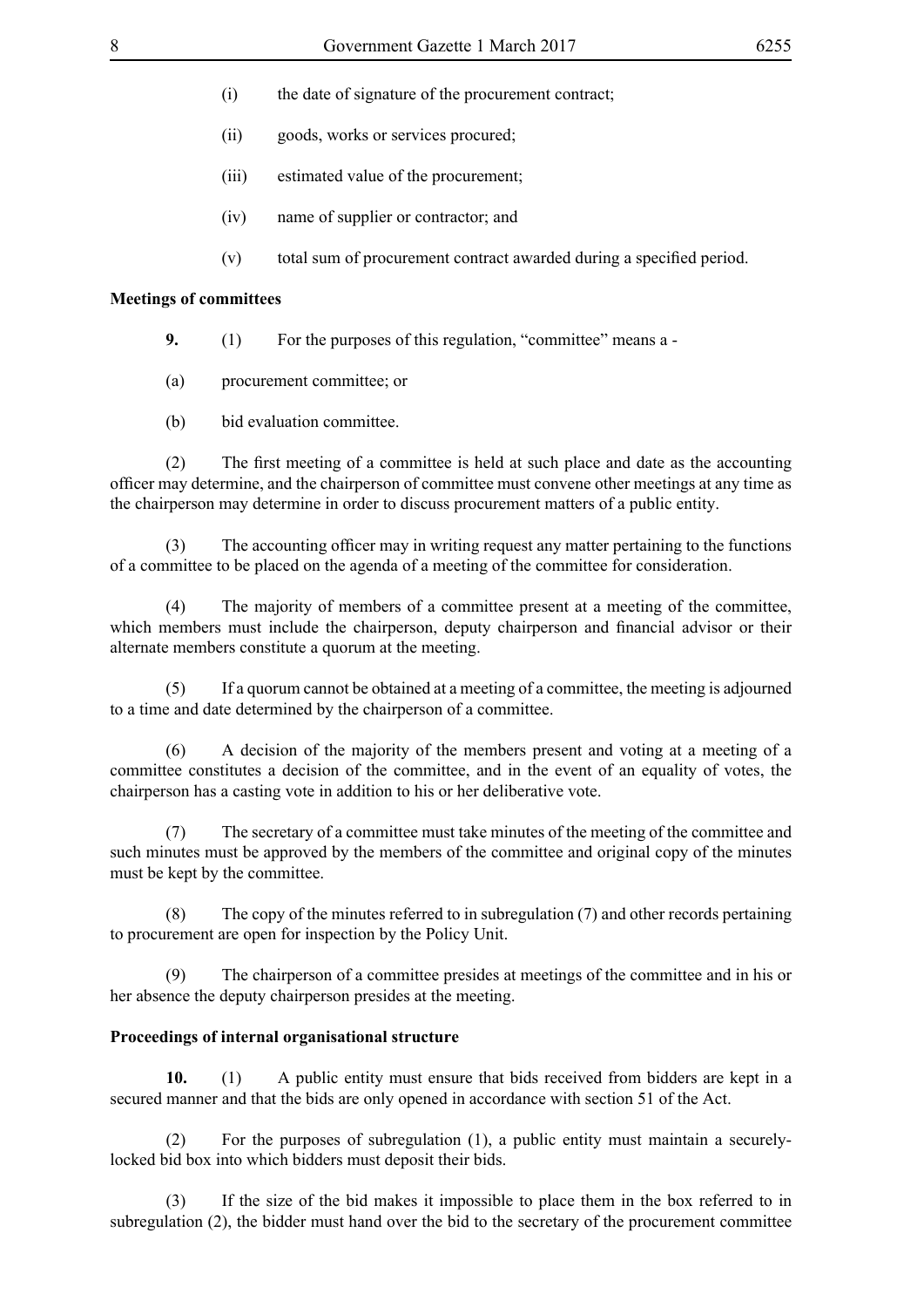(i) the date of signature of the procurement contract;

(ii) goods, works or services procured;

(iii) estimated value of the procurement;

(iv) name of supplier or contractor; and

(v) total sum of procurement contract awarded during a specified period.

**Meetings of committees**

**9.** (1) For the purposes of this regulation, "committee" means a -

(a) procurement committee; or

(b) bid evaluation committee.

(2) The first meeting of a committee is held at such place and date as the accounting officer may determine, and the chairperson of committee must convene other meetings at any time as the chairperson may determine in order to discuss procurement matters of a public entity.

(3) The accounting officer may in writing request any matter pertaining to the functions of a committee to be placed on the agenda of a meeting of the committee for consideration.

(4) The majority of members of a committee present at a meeting of the committee, which members must include the chairperson, deputy chairperson and financial advisor or their alternate members constitute a quorum at the meeting.

(5) If a quorum cannot be obtained at a meeting of a committee, the meeting is adjourned to a time and date determined by the chairperson of a committee.

(6) A decision of the majority of the members present and voting at a meeting of a committee constitutes a decision of the committee, and in the event of an equality of votes, the chairperson has a casting vote in addition to his or her deliberative vote.

(7) The secretary of a committee must take minutes of the meeting of the committee and such minutes must be approved by the members of the committee and original copy of the minutes must be kept by the committee.

(8) The copy of the minutes referred to in subregulation (7) and other records pertaining to procurement are open for inspection by the Policy Unit.

(9) The chairperson of a committee presides at meetings of the committee and in his or her absence the deputy chairperson presides at the meeting.

**Proceedings of internal organisational structure**

**10.** (1) A public entity must ensure that bids received from bidders are kept in a secured manner and that the bids are only opened in accordance with section 51 of the Act.

(2) For the purposes of subregulation (1), a public entity must maintain a securely-locked bid box into which bidders must deposit their bids.

(3) If the size of the bid makes it impossible to place them in the box referred to in subregulation (2), the bidder must hand over the bid to the secretary of the procurement committee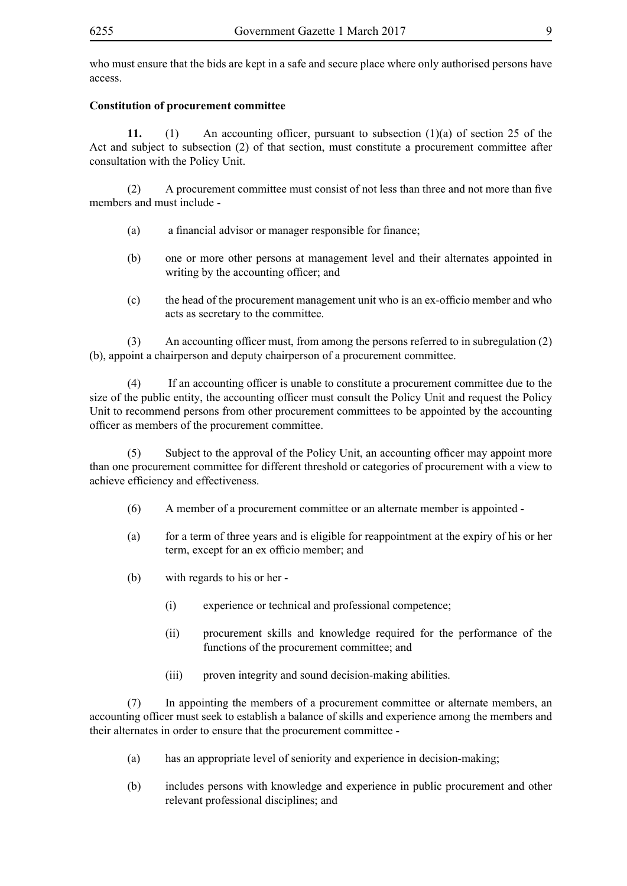who must ensure that the bids are kept in a safe and secure place where only authorised persons have access.

**Constitution of procurement committee**

**11.** (1) An accounting officer, pursuant to subsection (1)(a) of section 25 of the Act and subject to subsection (2) of that section, must constitute a procurement committee after consultation with the Policy Unit.

(2) A procurement committee must consist of not less than three and not more than five members and must include -

(a) a financial advisor or manager responsible for finance;

(b) one or more other persons at management level and their alternates appointed in writing by the accounting officer; and

(c) the head of the procurement management unit who is an ex-officio member and who acts as secretary to the committee.

(3) An accounting officer must, from among the persons referred to in subregulation (2)(b), appoint a chairperson and deputy chairperson of a procurement committee.

(4) If an accounting officer is unable to constitute a procurement committee due to the size of the public entity, the accounting officer must consult the Policy Unit and request the Policy Unit to recommend persons from other procurement committees to be appointed by the accounting officer as members of the procurement committee.

(5) Subject to the approval of the Policy Unit, an accounting officer may appoint more than one procurement committee for different threshold or categories of procurement with a view to achieve efficiency and effectiveness.

(6) A member of a procurement committee or an alternate member is appointed -

(a) for a term of three years and is eligible for reappointment at the expiry of his or her term, except for an ex officio member; and

(b) with regards to his or her -

(i) experience or technical and professional competence;

(ii) procurement skills and knowledge required for the performance of the functions of the procurement committee; and

(iii) proven integrity and sound decision-making abilities.

(7) In appointing the members of a procurement committee or alternate members, an accounting officer must seek to establish a balance of skills and experience among the members and their alternates in order to ensure that the procurement committee -

(a) has an appropriate level of seniority and experience in decision-making;

(b) includes persons with knowledge and experience in public procurement and other relevant professional disciplines; and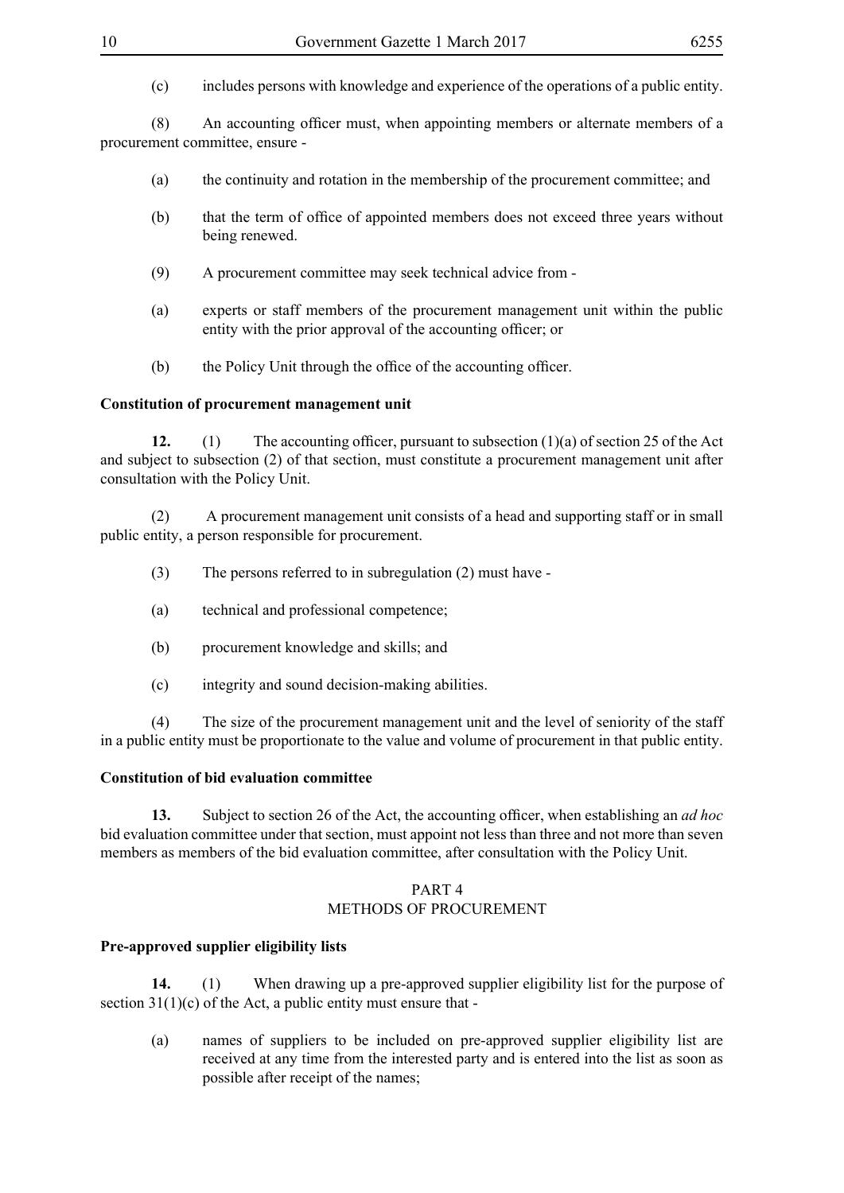(c) includes persons with knowledge and experience of the operations of a public entity.

(8) An accounting officer must, when appointing members or alternate members of a procurement committee, ensure -

(a) the continuity and rotation in the membership of the procurement committee; and

(b) that the term of office of appointed members does not exceed three years without being renewed.

(9) A procurement committee may seek technical advice from -

(a) experts or staff members of the procurement management unit within the public entity with the prior approval of the accounting officer; or

(b) the Policy Unit through the office of the accounting officer.

**Constitution of procurement management unit**

**12.** (1) The accounting officer, pursuant to subsection (1)(a) of section 25 of the Act and subject to subsection (2) of that section, must constitute a procurement management unit after consultation with the Policy Unit.

(2) A procurement management unit consists of a head and supporting staff or in small public entity, a person responsible for procurement.

(3) The persons referred to in subregulation (2) must have -

(a) technical and professional competence;

(b) procurement knowledge and skills; and

(c) integrity and sound decision-making abilities.

(4) The size of the procurement management unit and the level of seniority of the staff in a public entity must be proportionate to the value and volume of procurement in that public entity.

**Constitution of bid evaluation committee**

**13.** Subject to section 26 of the Act, the accounting officer, when establishing an *ad hoc* bid evaluation committee under that section, must appoint not less than three and not more than seven members as members of the bid evaluation committee, after consultation with the Policy Unit.

## PART 4
## METHODS OF PROCUREMENT

**Pre-approved supplier eligibility lists**

**14.** (1) When drawing up a pre-approved supplier eligibility list for the purpose of section 31(1)(c) of the Act, a public entity must ensure that -

(a) names of suppliers to be included on pre-approved supplier eligibility list are received at any time from the interested party and is entered into the list as soon as possible after receipt of the names;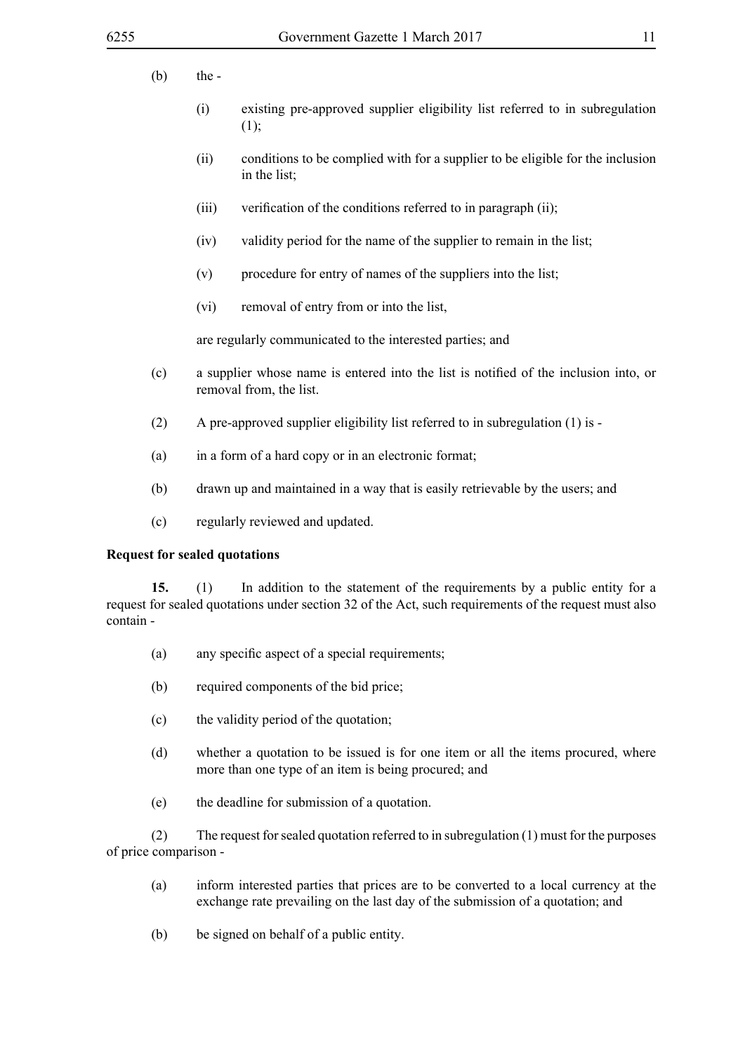(b) the -

(i) existing pre-approved supplier eligibility list referred to in subregulation (1);

(ii) conditions to be complied with for a supplier to be eligible for the inclusion in the list;

(iii) verification of the conditions referred to in paragraph (ii);

(iv) validity period for the name of the supplier to remain in the list;

(v) procedure for entry of names of the suppliers into the list;

(vi) removal of entry from or into the list,

are regularly communicated to the interested parties; and

(c) a supplier whose name is entered into the list is notified of the inclusion into, or removal from, the list.

(2) A pre-approved supplier eligibility list referred to in subregulation (1) is -

(a) in a form of a hard copy or in an electronic format;

(b) drawn up and maintained in a way that is easily retrievable by the users; and

(c) regularly reviewed and updated.

**Request for sealed quotations**

**15.** (1) In addition to the statement of the requirements by a public entity for a request for sealed quotations under section 32 of the Act, such requirements of the request must also contain -

(a) any specific aspect of a special requirements;

(b) required components of the bid price;

(c) the validity period of the quotation;

(d) whether a quotation to be issued is for one item or all the items procured, where more than one type of an item is being procured; and

(e) the deadline for submission of a quotation.

(2) The request for sealed quotation referred to in subregulation (1) must for the purposes of price comparison -

(a) inform interested parties that prices are to be converted to a local currency at the exchange rate prevailing on the last day of the submission of a quotation; and

(b) be signed on behalf of a public entity.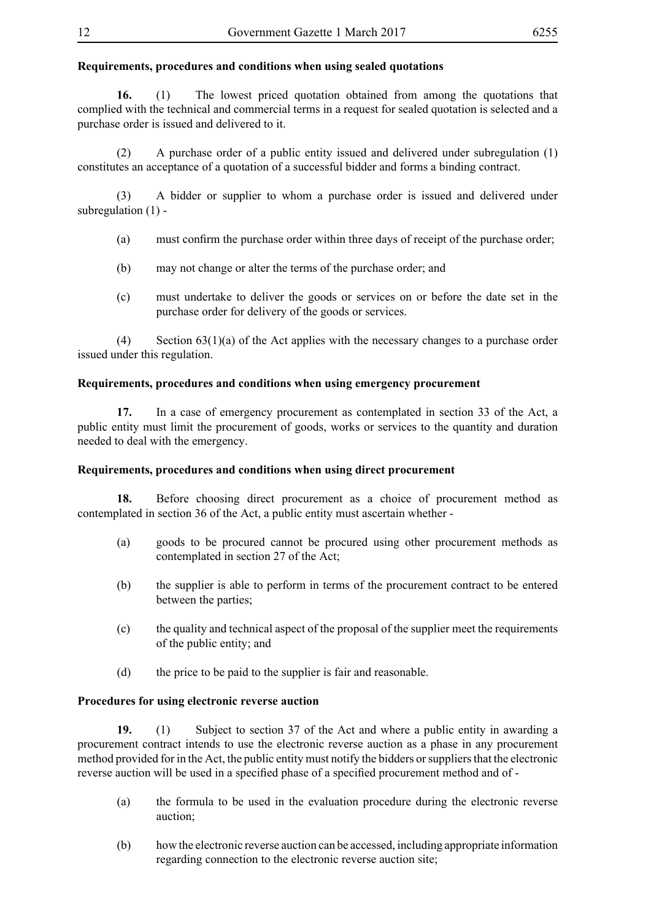**Requirements, procedures and conditions when using sealed quotations**

**16.** (1) The lowest priced quotation obtained from among the quotations that complied with the technical and commercial terms in a request for sealed quotation is selected and a purchase order is issued and delivered to it.

(2) A purchase order of a public entity issued and delivered under subregulation (1) constitutes an acceptance of a quotation of a successful bidder and forms a binding contract.

(3) A bidder or supplier to whom a purchase order is issued and delivered under subregulation (1) -

(a) must confirm the purchase order within three days of receipt of the purchase order;

(b) may not change or alter the terms of the purchase order; and

(c) must undertake to deliver the goods or services on or before the date set in the purchase order for delivery of the goods or services.

(4) Section 63(1)(a) of the Act applies with the necessary changes to a purchase order issued under this regulation.

**Requirements, procedures and conditions when using emergency procurement**

**17.** In a case of emergency procurement as contemplated in section 33 of the Act, a public entity must limit the procurement of goods, works or services to the quantity and duration needed to deal with the emergency.

**Requirements, procedures and conditions when using direct procurement**

**18.** Before choosing direct procurement as a choice of procurement method as contemplated in section 36 of the Act, a public entity must ascertain whether -

(a) goods to be procured cannot be procured using other procurement methods as contemplated in section 27 of the Act;

(b) the supplier is able to perform in terms of the procurement contract to be entered between the parties;

(c) the quality and technical aspect of the proposal of the supplier meet the requirements of the public entity; and

(d) the price to be paid to the supplier is fair and reasonable.

**Procedures for using electronic reverse auction**

**19.** (1) Subject to section 37 of the Act and where a public entity in awarding a procurement contract intends to use the electronic reverse auction as a phase in any procurement method provided for in the Act, the public entity must notify the bidders or suppliers that the electronic reverse auction will be used in a specified phase of a specified procurement method and of -

(a) the formula to be used in the evaluation procedure during the electronic reverse auction;

(b) how the electronic reverse auction can be accessed, including appropriate information regarding connection to the electronic reverse auction site;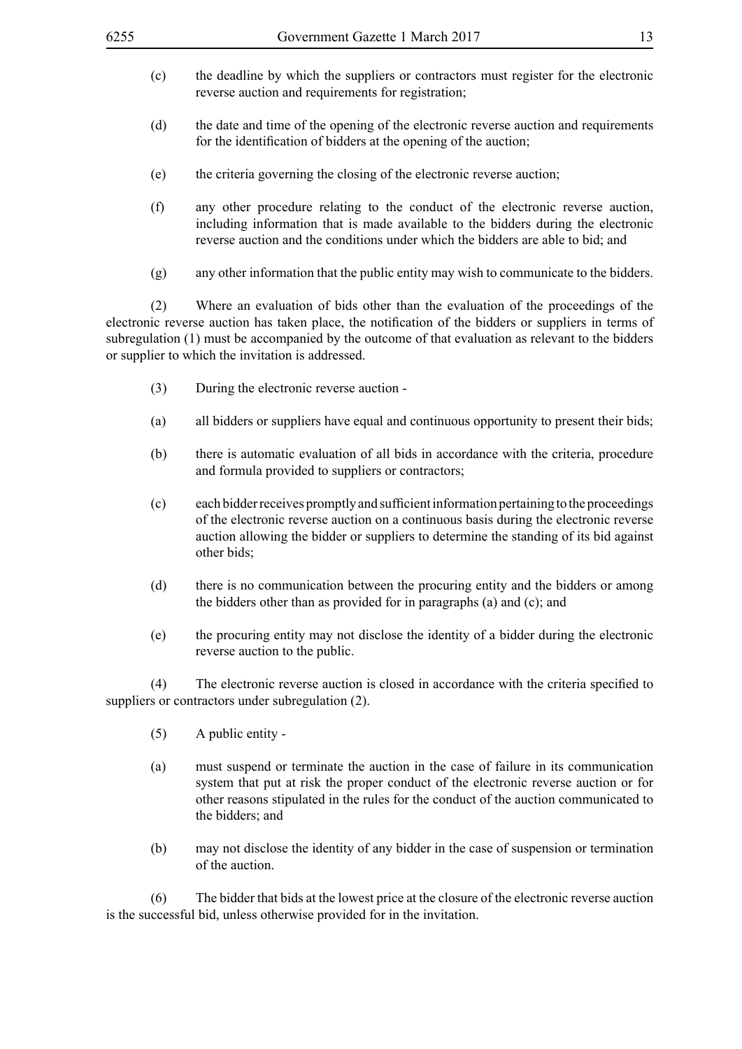(c) the deadline by which the suppliers or contractors must register for the electronic reverse auction and requirements for registration;

(d) the date and time of the opening of the electronic reverse auction and requirements for the identification of bidders at the opening of the auction;

(e) the criteria governing the closing of the electronic reverse auction;

(f) any other procedure relating to the conduct of the electronic reverse auction, including information that is made available to the bidders during the electronic reverse auction and the conditions under which the bidders are able to bid; and

(g) any other information that the public entity may wish to communicate to the bidders.

(2) Where an evaluation of bids other than the evaluation of the proceedings of the electronic reverse auction has taken place, the notification of the bidders or suppliers in terms of subregulation (1) must be accompanied by the outcome of that evaluation as relevant to the bidders or supplier to which the invitation is addressed.

(3) During the electronic reverse auction -

(a) all bidders or suppliers have equal and continuous opportunity to present their bids;

(b) there is automatic evaluation of all bids in accordance with the criteria, procedure and formula provided to suppliers or contractors;

(c) each bidder receives promptly and sufficient information pertaining to the proceedings of the electronic reverse auction on a continuous basis during the electronic reverse auction allowing the bidder or suppliers to determine the standing of its bid against other bids;

(d) there is no communication between the procuring entity and the bidders or among the bidders other than as provided for in paragraphs (a) and (c); and

(e) the procuring entity may not disclose the identity of a bidder during the electronic reverse auction to the public.

(4) The electronic reverse auction is closed in accordance with the criteria specified to suppliers or contractors under subregulation (2).

(5) A public entity -

(a) must suspend or terminate the auction in the case of failure in its communication system that put at risk the proper conduct of the electronic reverse auction or for other reasons stipulated in the rules for the conduct of the auction communicated to the bidders; and

(b) may not disclose the identity of any bidder in the case of suspension or termination of the auction.

(6) The bidder that bids at the lowest price at the closure of the electronic reverse auction is the successful bid, unless otherwise provided for in the invitation.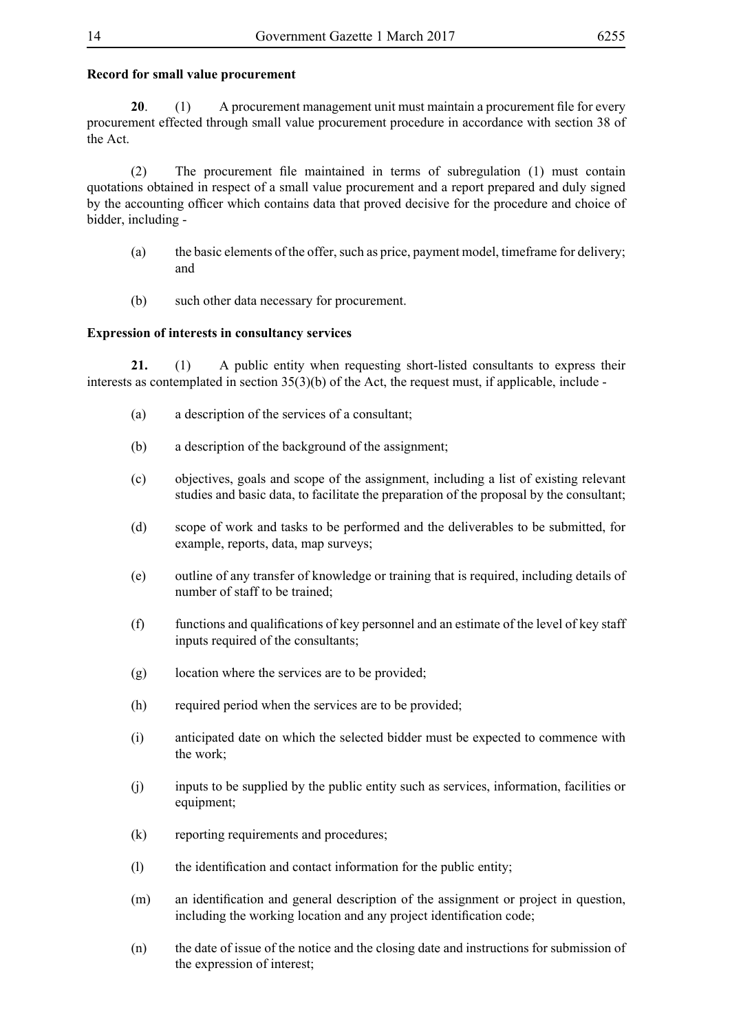**Record for small value procurement**

**20**. (1) A procurement management unit must maintain a procurement file for every procurement effected through small value procurement procedure in accordance with section 38 of the Act.

(2) The procurement file maintained in terms of subregulation (1) must contain quotations obtained in respect of a small value procurement and a report prepared and duly signed by the accounting officer which contains data that proved decisive for the procedure and choice of bidder, including -

(a) the basic elements of the offer, such as price, payment model, timeframe for delivery; and

(b) such other data necessary for procurement.

**Expression of interests in consultancy services**

**21.** (1) A public entity when requesting short-listed consultants to express their interests as contemplated in section 35(3)(b) of the Act, the request must, if applicable, include -

(a) a description of the services of a consultant;

(b) a description of the background of the assignment;

(c) objectives, goals and scope of the assignment, including a list of existing relevant studies and basic data, to facilitate the preparation of the proposal by the consultant;

(d) scope of work and tasks to be performed and the deliverables to be submitted, for example, reports, data, map surveys;

(e) outline of any transfer of knowledge or training that is required, including details of number of staff to be trained;

(f) functions and qualifications of key personnel and an estimate of the level of key staff inputs required of the consultants;

(g) location where the services are to be provided;

(h) required period when the services are to be provided;

(i) anticipated date on which the selected bidder must be expected to commence with the work;

(j) inputs to be supplied by the public entity such as services, information, facilities or equipment;

(k) reporting requirements and procedures;

(l) the identification and contact information for the public entity;

(m) an identification and general description of the assignment or project in question, including the working location and any project identification code;

(n) the date of issue of the notice and the closing date and instructions for submission of the expression of interest;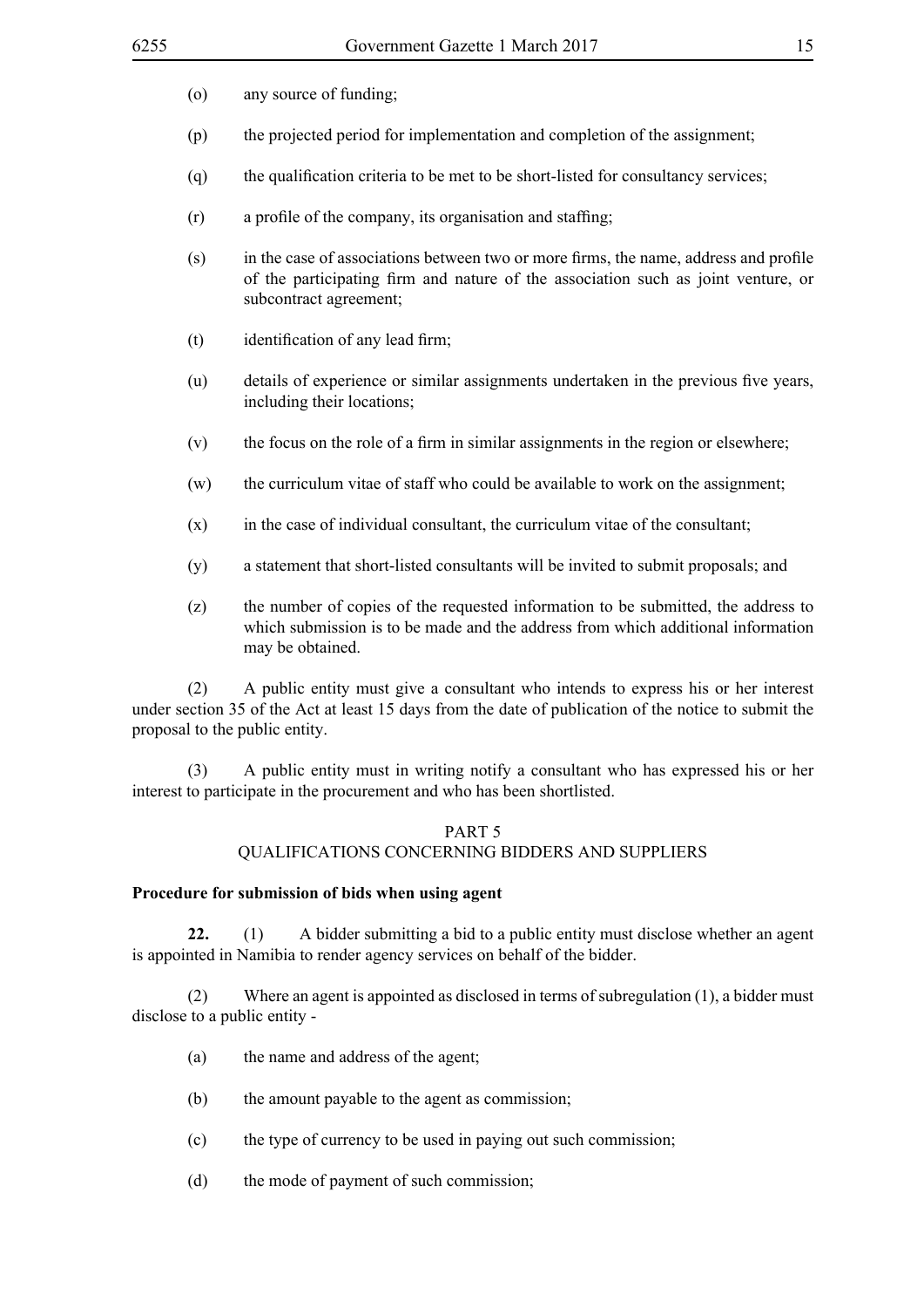(o) any source of funding;

(p) the projected period for implementation and completion of the assignment;

(q) the qualification criteria to be met to be short-listed for consultancy services;

(r) a profile of the company, its organisation and staffing;

(s) in the case of associations between two or more firms, the name, address and profile of the participating firm and nature of the association such as joint venture, or subcontract agreement;

(t) identification of any lead firm;

(u) details of experience or similar assignments undertaken in the previous five years, including their locations;

(v) the focus on the role of a firm in similar assignments in the region or elsewhere;

(w) the curriculum vitae of staff who could be available to work on the assignment;

(x) in the case of individual consultant, the curriculum vitae of the consultant;

(y) a statement that short-listed consultants will be invited to submit proposals; and

(z) the number of copies of the requested information to be submitted, the address to which submission is to be made and the address from which additional information may be obtained.

(2) A public entity must give a consultant who intends to express his or her interest under section 35 of the Act at least 15 days from the date of publication of the notice to submit the proposal to the public entity.

(3) A public entity must in writing notify a consultant who has expressed his or her interest to participate in the procurement and who has been shortlisted.

## PART 5
## QUALIFICATIONS CONCERNING BIDDERS AND SUPPLIERS

**Procedure for submission of bids when using agent**

**22.** (1) A bidder submitting a bid to a public entity must disclose whether an agent is appointed in Namibia to render agency services on behalf of the bidder.

(2) Where an agent is appointed as disclosed in terms of subregulation (1), a bidder must disclose to a public entity -

(a) the name and address of the agent;

(b) the amount payable to the agent as commission;

(c) the type of currency to be used in paying out such commission;

(d) the mode of payment of such commission;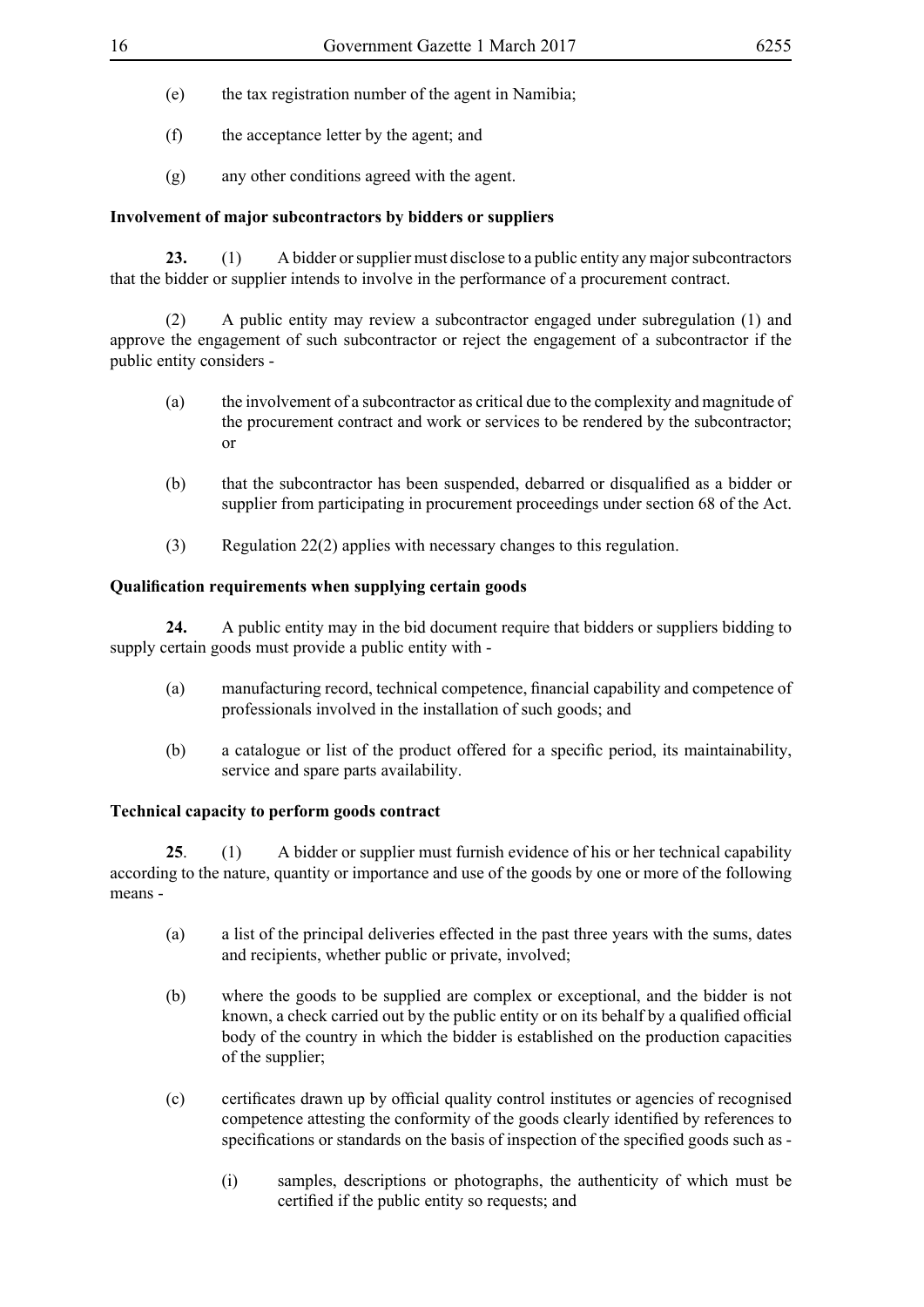(e) the tax registration number of the agent in Namibia;

(f) the acceptance letter by the agent; and

(g) any other conditions agreed with the agent.

**Involvement of major subcontractors by bidders or suppliers**

**23.** (1) A bidder or supplier must disclose to a public entity any major subcontractors that the bidder or supplier intends to involve in the performance of a procurement contract.

(2) A public entity may review a subcontractor engaged under subregulation (1) and approve the engagement of such subcontractor or reject the engagement of a subcontractor if the public entity considers -

(a) the involvement of a subcontractor as critical due to the complexity and magnitude of the procurement contract and work or services to be rendered by the subcontractor; or

(b) that the subcontractor has been suspended, debarred or disqualified as a bidder or supplier from participating in procurement proceedings under section 68 of the Act.

(3) Regulation 22(2) applies with necessary changes to this regulation.

**Qualification requirements when supplying certain goods**

**24.** A public entity may in the bid document require that bidders or suppliers bidding to supply certain goods must provide a public entity with -

(a) manufacturing record, technical competence, financial capability and competence of professionals involved in the installation of such goods; and

(b) a catalogue or list of the product offered for a specific period, its maintainability, service and spare parts availability.

**Technical capacity to perform goods contract**

**25**. (1) A bidder or supplier must furnish evidence of his or her technical capability according to the nature, quantity or importance and use of the goods by one or more of the following means -

(a) a list of the principal deliveries effected in the past three years with the sums, dates and recipients, whether public or private, involved;

(b) where the goods to be supplied are complex or exceptional, and the bidder is not known, a check carried out by the public entity or on its behalf by a qualified official body of the country in which the bidder is established on the production capacities of the supplier;

(c) certificates drawn up by official quality control institutes or agencies of recognised competence attesting the conformity of the goods clearly identified by references to specifications or standards on the basis of inspection of the specified goods such as -

(i) samples, descriptions or photographs, the authenticity of which must be certified if the public entity so requests; and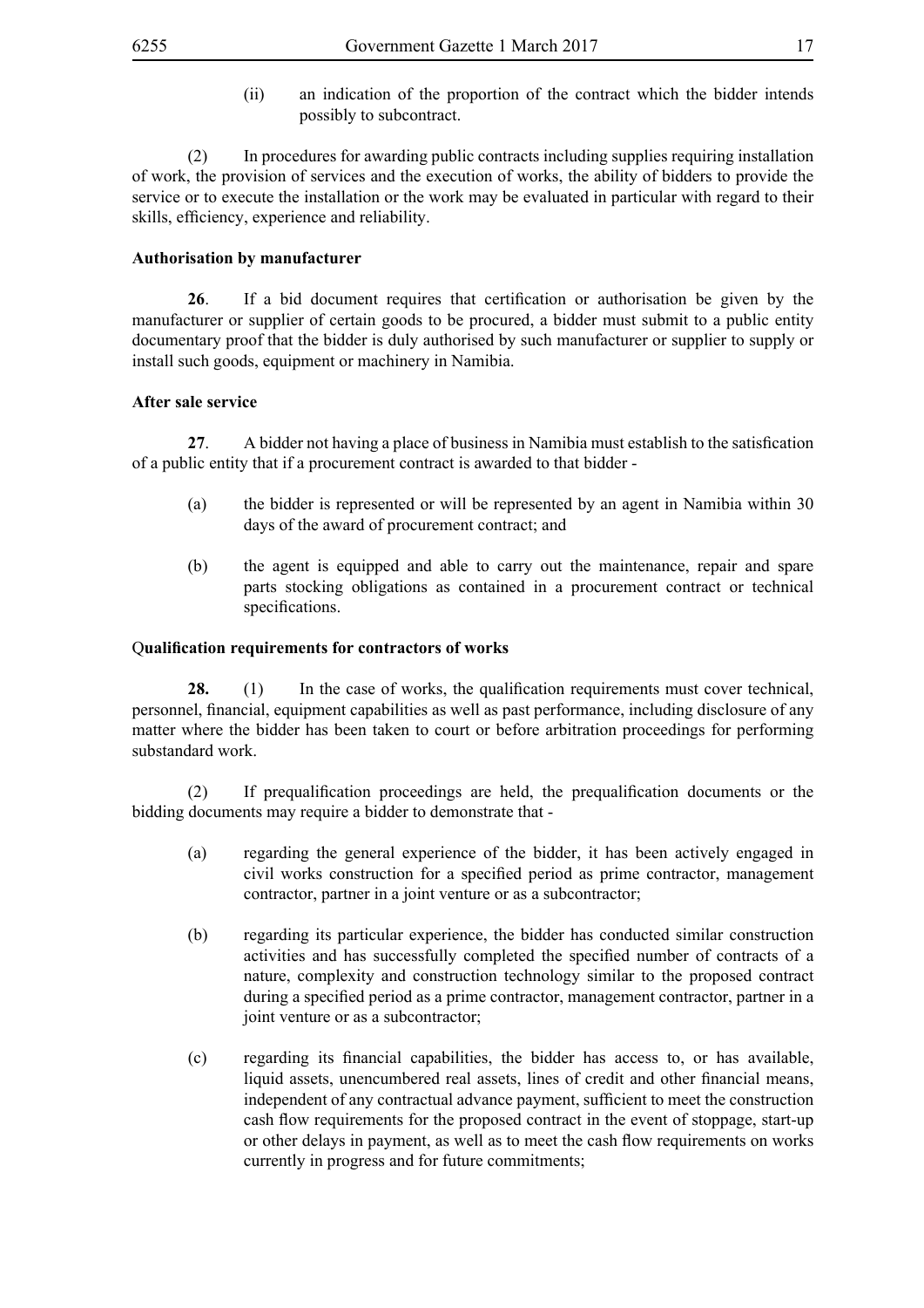(ii) an indication of the proportion of the contract which the bidder intends possibly to subcontract.

(2) In procedures for awarding public contracts including supplies requiring installation of work, the provision of services and the execution of works, the ability of bidders to provide the service or to execute the installation or the work may be evaluated in particular with regard to their skills, efficiency, experience and reliability.

**Authorisation by manufacturer**

**26**. If a bid document requires that certification or authorisation be given by the manufacturer or supplier of certain goods to be procured, a bidder must submit to a public entity documentary proof that the bidder is duly authorised by such manufacturer or supplier to supply or install such goods, equipment or machinery in Namibia.

**After sale service**

**27**. A bidder not having a place of business in Namibia must establish to the satisfication of a public entity that if a procurement contract is awarded to that bidder -

(a) the bidder is represented or will be represented by an agent in Namibia within 30 days of the award of procurement contract; and

(b) the agent is equipped and able to carry out the maintenance, repair and spare parts stocking obligations as contained in a procurement contract or technical specifications.

Q**ualification requirements for contractors of works**

**28.** (1) In the case of works, the qualification requirements must cover technical, personnel, financial, equipment capabilities as well as past performance, including disclosure of any matter where the bidder has been taken to court or before arbitration proceedings for performing substandard work.

(2) If prequalification proceedings are held, the prequalification documents or the bidding documents may require a bidder to demonstrate that -

(a) regarding the general experience of the bidder, it has been actively engaged in civil works construction for a specified period as prime contractor, management contractor, partner in a joint venture or as a subcontractor;

(b) regarding its particular experience, the bidder has conducted similar construction activities and has successfully completed the specified number of contracts of a nature, complexity and construction technology similar to the proposed contract during a specified period as a prime contractor, management contractor, partner in a joint venture or as a subcontractor;

(c) regarding its financial capabilities, the bidder has access to, or has available, liquid assets, unencumbered real assets, lines of credit and other financial means, independent of any contractual advance payment, sufficient to meet the construction cash flow requirements for the proposed contract in the event of stoppage, start-up or other delays in payment, as well as to meet the cash flow requirements on works currently in progress and for future commitments;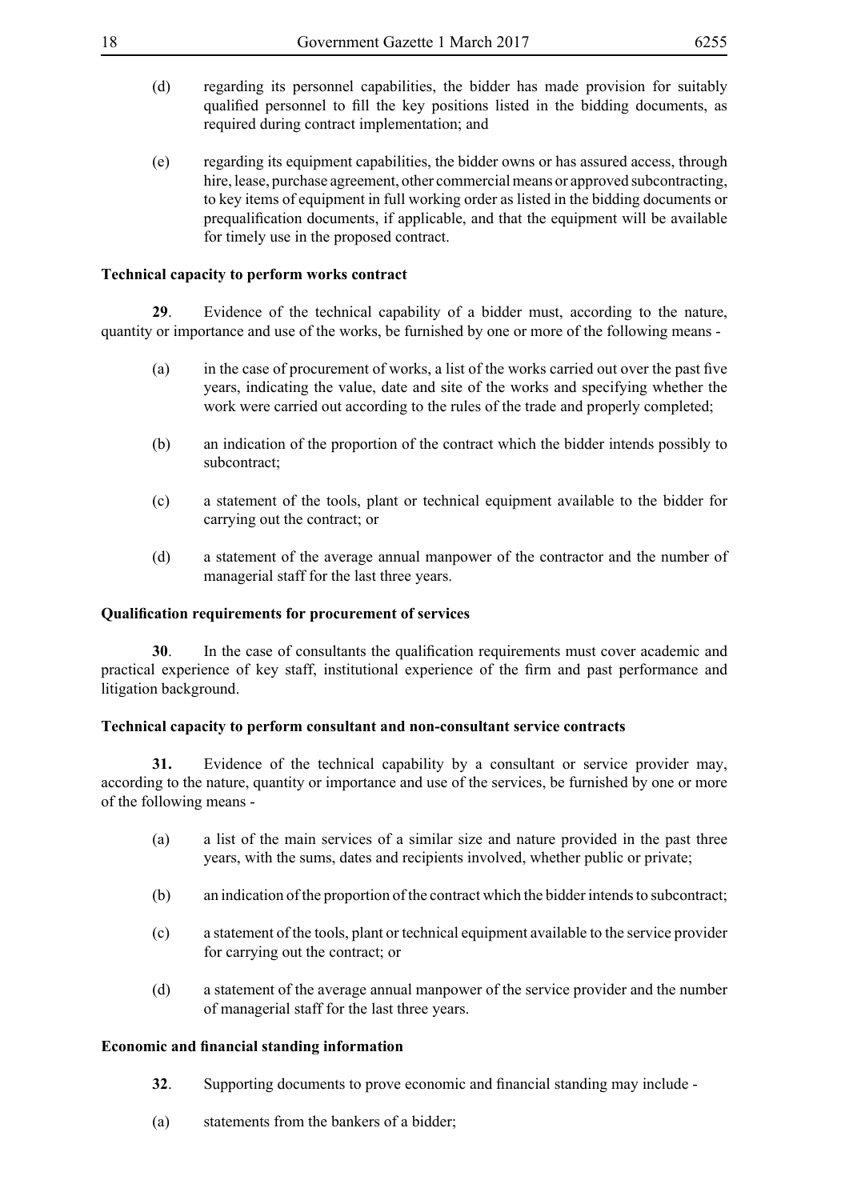(d) regarding its personnel capabilities, the bidder has made provision for suitably qualified personnel to fill the key positions listed in the bidding documents, as required during contract implementation; and

(e) regarding its equipment capabilities, the bidder owns or has assured access, through hire, lease, purchase agreement, other commercial means or approved subcontracting, to key items of equipment in full working order as listed in the bidding documents or prequalification documents, if applicable, and that the equipment will be available for timely use in the proposed contract.

**Technical capacity to perform works contract**

**29**. Evidence of the technical capability of a bidder must, according to the nature, quantity or importance and use of the works, be furnished by one or more of the following means -

(a) in the case of procurement of works, a list of the works carried out over the past five years, indicating the value, date and site of the works and specifying whether the work were carried out according to the rules of the trade and properly completed;

(b) an indication of the proportion of the contract which the bidder intends possibly to subcontract;

(c) a statement of the tools, plant or technical equipment available to the bidder for carrying out the contract; or

(d) a statement of the average annual manpower of the contractor and the number of managerial staff for the last three years.

**Qualification requirements for procurement of services**

**30**. In the case of consultants the qualification requirements must cover academic and practical experience of key staff, institutional experience of the firm and past performance and litigation background.

**Technical capacity to perform consultant and non-consultant service contracts**

**31.** Evidence of the technical capability by a consultant or service provider may, according to the nature, quantity or importance and use of the services, be furnished by one or more of the following means -

(a) a list of the main services of a similar size and nature provided in the past three years, with the sums, dates and recipients involved, whether public or private;

(b) an indication of the proportion of the contract which the bidder intends to subcontract;

(c) a statement of the tools, plant or technical equipment available to the service provider for carrying out the contract; or

(d) a statement of the average annual manpower of the service provider and the number of managerial staff for the last three years.

**Economic and financial standing information**

**32**. Supporting documents to prove economic and financial standing may include -

(a) statements from the bankers of a bidder;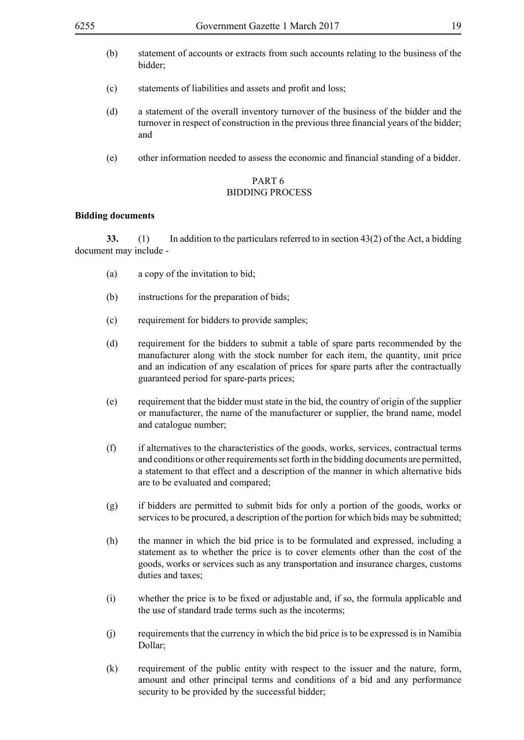(b) statement of accounts or extracts from such accounts relating to the business of the bidder;

(c) statements of liabilities and assets and profit and loss;

(d) a statement of the overall inventory turnover of the business of the bidder and the turnover in respect of construction in the previous three financial years of the bidder; and

(e) other information needed to assess the economic and financial standing of a bidder.

## PART 6
## BIDDING PROCESS

**Bidding documents**

**33.** (1) In addition to the particulars referred to in section 43(2) of the Act, a bidding document may include -

(a) a copy of the invitation to bid;

(b) instructions for the preparation of bids;

(c) requirement for bidders to provide samples;

(d) requirement for the bidders to submit a table of spare parts recommended by the manufacturer along with the stock number for each item, the quantity, unit price and an indication of any escalation of prices for spare parts after the contractually guaranteed period for spare-parts prices;

(e) requirement that the bidder must state in the bid, the country of origin of the supplier or manufacturer, the name of the manufacturer or supplier, the brand name, model and catalogue number;

(f) if alternatives to the characteristics of the goods, works, services, contractual terms and conditions or other requirements set forth in the bidding documents are permitted, a statement to that effect and a description of the manner in which alternative bids are to be evaluated and compared;

(g) if bidders are permitted to submit bids for only a portion of the goods, works or services to be procured, a description of the portion for which bids may be submitted;

(h) the manner in which the bid price is to be formulated and expressed, including a statement as to whether the price is to cover elements other than the cost of the goods, works or services such as any transportation and insurance charges, customs duties and taxes;

(i) whether the price is to be fixed or adjustable and, if so, the formula applicable and the use of standard trade terms such as the incoterms;

(j) requirements that the currency in which the bid price is to be expressed is in Namibia Dollar;

(k) requirement of the public entity with respect to the issuer and the nature, form, amount and other principal terms and conditions of a bid and any performance security to be provided by the successful bidder;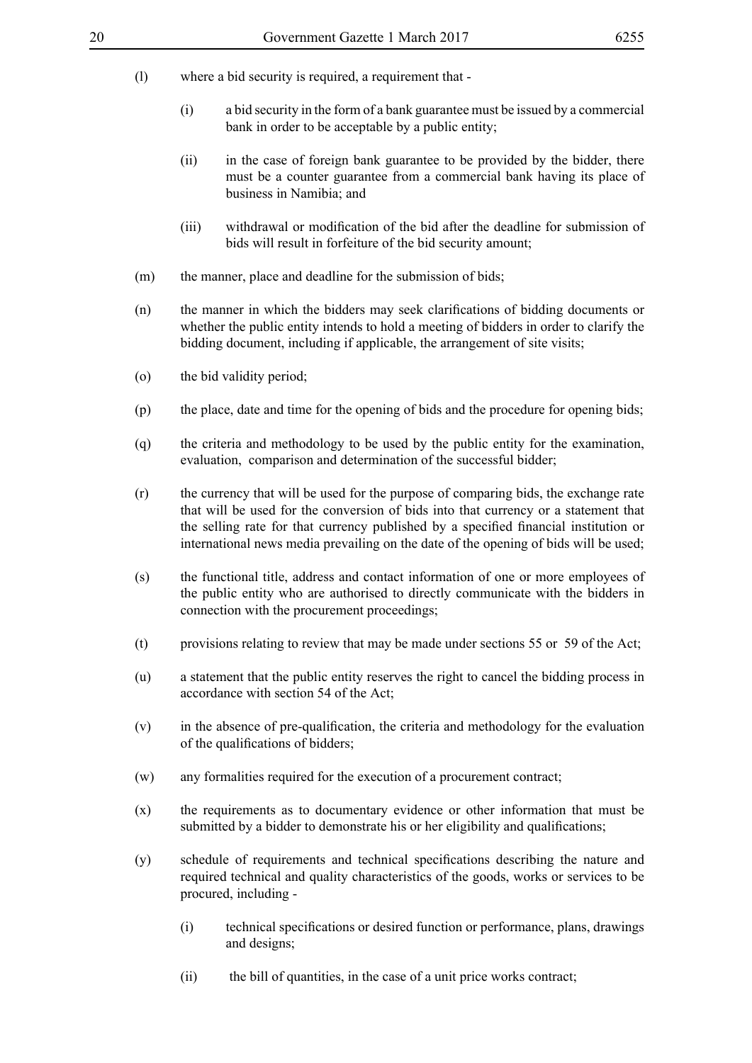(l) where a bid security is required, a requirement that -

(i) a bid security in the form of a bank guarantee must be issued by a commercial bank in order to be acceptable by a public entity;

(ii) in the case of foreign bank guarantee to be provided by the bidder, there must be a counter guarantee from a commercial bank having its place of business in Namibia; and

(iii) withdrawal or modification of the bid after the deadline for submission of bids will result in forfeiture of the bid security amount;

(m) the manner, place and deadline for the submission of bids;

(n) the manner in which the bidders may seek clarifications of bidding documents or whether the public entity intends to hold a meeting of bidders in order to clarify the bidding document, including if applicable, the arrangement of site visits;

(o) the bid validity period;

(p) the place, date and time for the opening of bids and the procedure for opening bids;

(q) the criteria and methodology to be used by the public entity for the examination, evaluation, comparison and determination of the successful bidder;

(r) the currency that will be used for the purpose of comparing bids, the exchange rate that will be used for the conversion of bids into that currency or a statement that the selling rate for that currency published by a specified financial institution or international news media prevailing on the date of the opening of bids will be used;

(s) the functional title, address and contact information of one or more employees of the public entity who are authorised to directly communicate with the bidders in connection with the procurement proceedings;

(t) provisions relating to review that may be made under sections 55 or 59 of the Act;

(u) a statement that the public entity reserves the right to cancel the bidding process in accordance with section 54 of the Act;

(v) in the absence of pre-qualification, the criteria and methodology for the evaluation of the qualifications of bidders;

(w) any formalities required for the execution of a procurement contract;

(x) the requirements as to documentary evidence or other information that must be submitted by a bidder to demonstrate his or her eligibility and qualifications;

(y) schedule of requirements and technical specifications describing the nature and required technical and quality characteristics of the goods, works or services to be procured, including -

(i) technical specifications or desired function or performance, plans, drawings and designs;

(ii) the bill of quantities, in the case of a unit price works contract;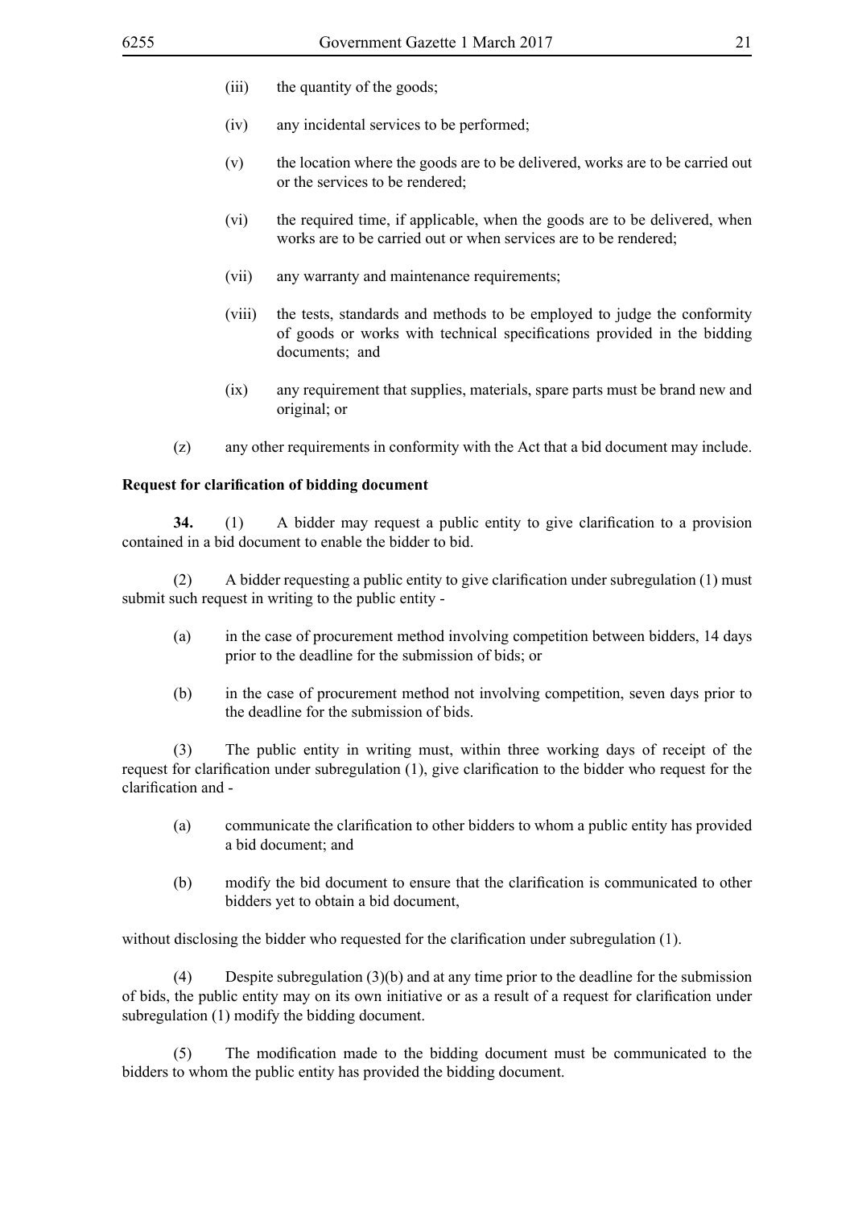(iii) the quantity of the goods;

(iv) any incidental services to be performed;

(v) the location where the goods are to be delivered, works are to be carried out or the services to be rendered;

(vi) the required time, if applicable, when the goods are to be delivered, when works are to be carried out or when services are to be rendered;

(vii) any warranty and maintenance requirements;

(viii) the tests, standards and methods to be employed to judge the conformity of goods or works with technical specifications provided in the bidding documents; and

(ix) any requirement that supplies, materials, spare parts must be brand new and original; or

(z) any other requirements in conformity with the Act that a bid document may include.

**Request for clarification of bidding document**

**34.** (1) A bidder may request a public entity to give clarification to a provision contained in a bid document to enable the bidder to bid.

(2) A bidder requesting a public entity to give clarification under subregulation (1) must submit such request in writing to the public entity -

(a) in the case of procurement method involving competition between bidders, 14 days prior to the deadline for the submission of bids; or

(b) in the case of procurement method not involving competition, seven days prior to the deadline for the submission of bids.

(3) The public entity in writing must, within three working days of receipt of the request for clarification under subregulation (1), give clarification to the bidder who request for the clarification and -

(a) communicate the clarification to other bidders to whom a public entity has provided a bid document; and

(b) modify the bid document to ensure that the clarification is communicated to other bidders yet to obtain a bid document,

without disclosing the bidder who requested for the clarification under subregulation (1).

(4) Despite subregulation (3)(b) and at any time prior to the deadline for the submission of bids, the public entity may on its own initiative or as a result of a request for clarification under subregulation (1) modify the bidding document.

(5) The modification made to the bidding document must be communicated to the bidders to whom the public entity has provided the bidding document.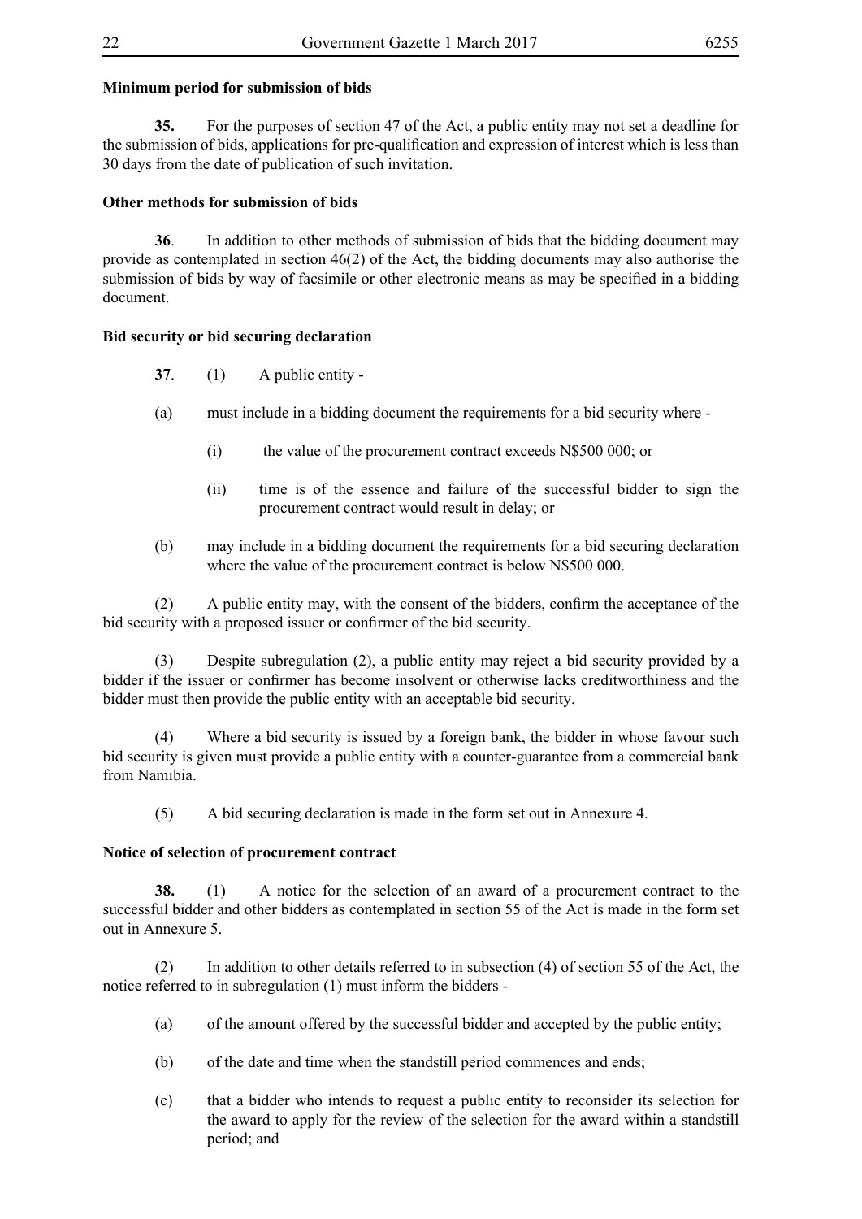**Minimum period for submission of bids**

**35.** For the purposes of section 47 of the Act, a public entity may not set a deadline for the submission of bids, applications for pre-qualification and expression of interest which is less than 30 days from the date of publication of such invitation.

**Other methods for submission of bids**

**36**. In addition to other methods of submission of bids that the bidding document may provide as contemplated in section 46(2) of the Act, the bidding documents may also authorise the submission of bids by way of facsimile or other electronic means as may be specified in a bidding document.

**Bid security or bid securing declaration**

**37**. (1) A public entity -

(a) must include in a bidding document the requirements for a bid security where -

(i) the value of the procurement contract exceeds N$500 000; or

(ii) time is of the essence and failure of the successful bidder to sign the procurement contract would result in delay; or

(b) may include in a bidding document the requirements for a bid securing declaration where the value of the procurement contract is below N$500 000.

(2) A public entity may, with the consent of the bidders, confirm the acceptance of the bid security with a proposed issuer or confirmer of the bid security.

(3) Despite subregulation (2), a public entity may reject a bid security provided by a bidder if the issuer or confirmer has become insolvent or otherwise lacks creditworthiness and the bidder must then provide the public entity with an acceptable bid security.

(4) Where a bid security is issued by a foreign bank, the bidder in whose favour such bid security is given must provide a public entity with a counter-guarantee from a commercial bank from Namibia.

(5) A bid securing declaration is made in the form set out in Annexure 4.

**Notice of selection of procurement contract**

**38.** (1) A notice for the selection of an award of a procurement contract to the successful bidder and other bidders as contemplated in section 55 of the Act is made in the form set out in Annexure 5.

(2) In addition to other details referred to in subsection (4) of section 55 of the Act, the notice referred to in subregulation (1) must inform the bidders -

(a) of the amount offered by the successful bidder and accepted by the public entity;

(b) of the date and time when the standstill period commences and ends;

(c) that a bidder who intends to request a public entity to reconsider its selection for the award to apply for the review of the selection for the award within a standstill period; and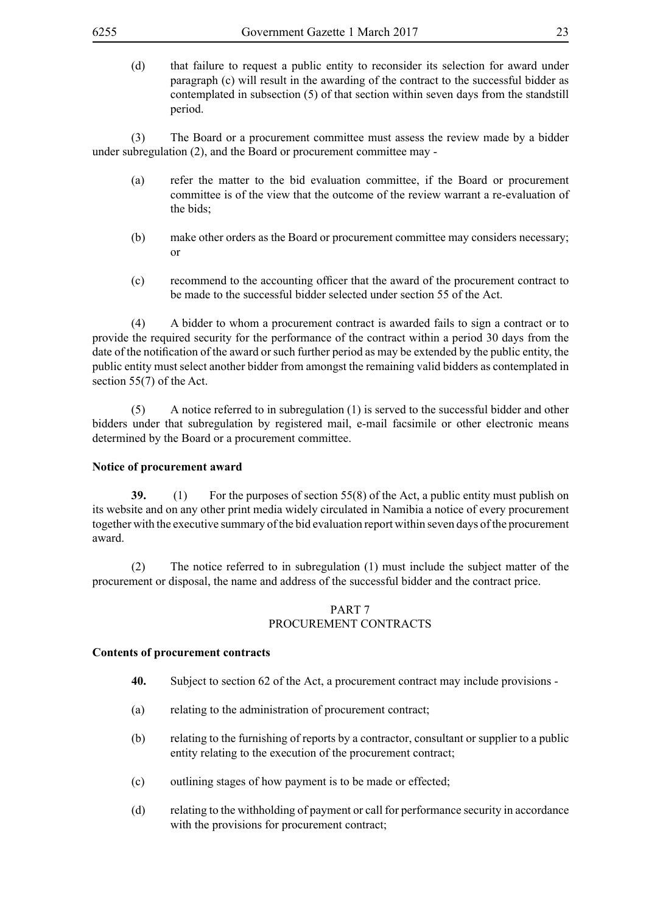(d) that failure to request a public entity to reconsider its selection for award under paragraph (c) will result in the awarding of the contract to the successful bidder as contemplated in subsection (5) of that section within seven days from the standstill period.

(3) The Board or a procurement committee must assess the review made by a bidder under subregulation (2), and the Board or procurement committee may -

(a) refer the matter to the bid evaluation committee, if the Board or procurement committee is of the view that the outcome of the review warrant a re-evaluation of the bids;

(b) make other orders as the Board or procurement committee may considers necessary; or

(c) recommend to the accounting officer that the award of the procurement contract to be made to the successful bidder selected under section 55 of the Act.

(4) A bidder to whom a procurement contract is awarded fails to sign a contract or to provide the required security for the performance of the contract within a period 30 days from the date of the notification of the award or such further period as may be extended by the public entity, the public entity must select another bidder from amongst the remaining valid bidders as contemplated in section 55(7) of the Act.

(5) A notice referred to in subregulation (1) is served to the successful bidder and other bidders under that subregulation by registered mail, e-mail facsimile or other electronic means determined by the Board or a procurement committee.

**Notice of procurement award**

**39.** (1) For the purposes of section 55(8) of the Act, a public entity must publish on its website and on any other print media widely circulated in Namibia a notice of every procurement together with the executive summary of the bid evaluation report within seven days of the procurement award.

(2) The notice referred to in subregulation (1) must include the subject matter of the procurement or disposal, the name and address of the successful bidder and the contract price.

## PART 7
## PROCUREMENT CONTRACTS

**Contents of procurement contracts**

**40.** Subject to section 62 of the Act, a procurement contract may include provisions -

(a) relating to the administration of procurement contract;

(b) relating to the furnishing of reports by a contractor, consultant or supplier to a public entity relating to the execution of the procurement contract;

(c) outlining stages of how payment is to be made or effected;

(d) relating to the withholding of payment or call for performance security in accordance with the provisions for procurement contract;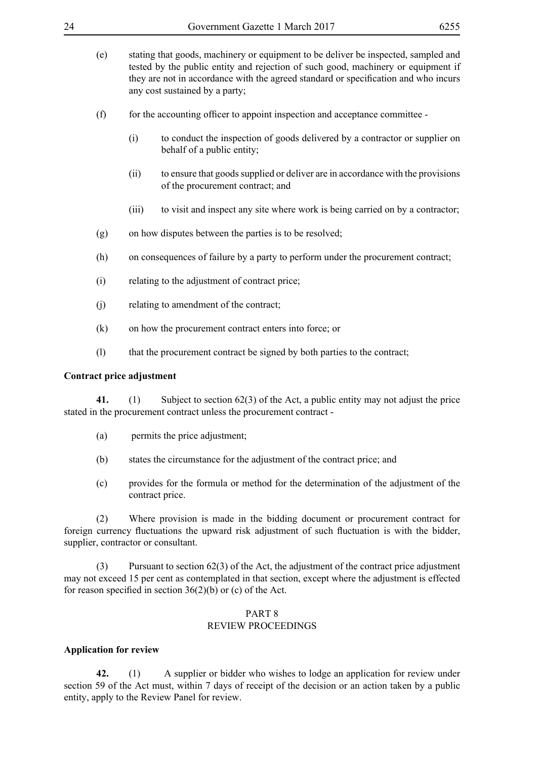(e) stating that goods, machinery or equipment to be deliver be inspected, sampled and tested by the public entity and rejection of such good, machinery or equipment if they are not in accordance with the agreed standard or specification and who incurs any cost sustained by a party;

(f) for the accounting officer to appoint inspection and acceptance committee -

(i) to conduct the inspection of goods delivered by a contractor or supplier on behalf of a public entity;

(ii) to ensure that goods supplied or deliver are in accordance with the provisions of the procurement contract; and

(iii) to visit and inspect any site where work is being carried on by a contractor;

(g) on how disputes between the parties is to be resolved;

(h) on consequences of failure by a party to perform under the procurement contract;

(i) relating to the adjustment of contract price;

(j) relating to amendment of the contract;

(k) on how the procurement contract enters into force; or

(l) that the procurement contract be signed by both parties to the contract;

**Contract price adjustment**

**41.** (1) Subject to section 62(3) of the Act, a public entity may not adjust the price stated in the procurement contract unless the procurement contract -

(a) permits the price adjustment;

(b) states the circumstance for the adjustment of the contract price; and

(c) provides for the formula or method for the determination of the adjustment of the contract price.

(2) Where provision is made in the bidding document or procurement contract for foreign currency fluctuations the upward risk adjustment of such fluctuation is with the bidder, supplier, contractor or consultant.

(3) Pursuant to section 62(3) of the Act, the adjustment of the contract price adjustment may not exceed 15 per cent as contemplated in that section, except where the adjustment is effected for reason specified in section 36(2)(b) or (c) of the Act.

## PART 8
## REVIEW PROCEEDINGS

**Application for review**

**42.** (1) A supplier or bidder who wishes to lodge an application for review under section 59 of the Act must, within 7 days of receipt of the decision or an action taken by a public entity, apply to the Review Panel for review.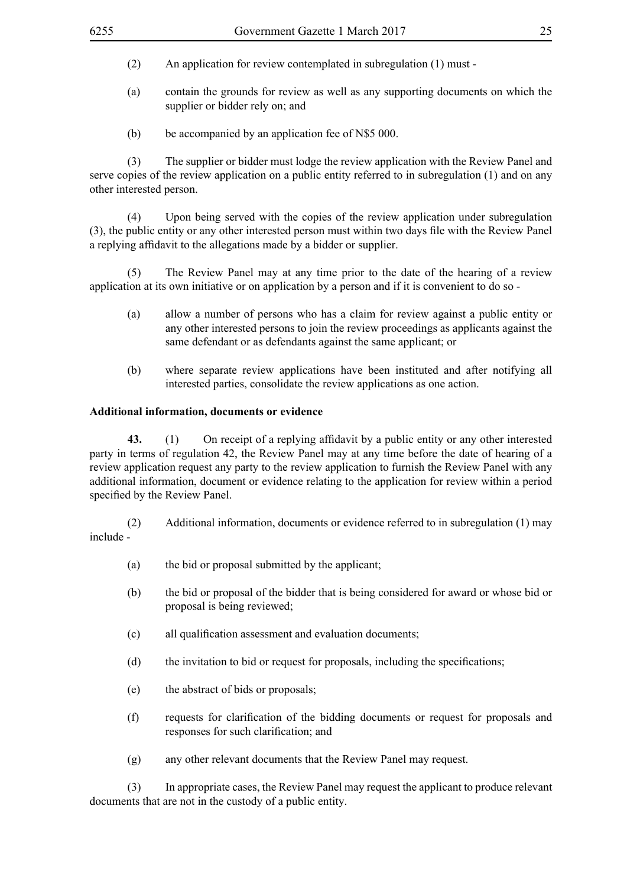(2) An application for review contemplated in subregulation (1) must -

(a) contain the grounds for review as well as any supporting documents on which the supplier or bidder rely on; and

(b) be accompanied by an application fee of N$5 000.

(3) The supplier or bidder must lodge the review application with the Review Panel and serve copies of the review application on a public entity referred to in subregulation (1) and on any other interested person.

(4) Upon being served with the copies of the review application under subregulation (3), the public entity or any other interested person must within two days file with the Review Panel a replying affidavit to the allegations made by a bidder or supplier.

(5) The Review Panel may at any time prior to the date of the hearing of a review application at its own initiative or on application by a person and if it is convenient to do so -

(a) allow a number of persons who has a claim for review against a public entity or any other interested persons to join the review proceedings as applicants against the same defendant or as defendants against the same applicant; or

(b) where separate review applications have been instituted and after notifying all interested parties, consolidate the review applications as one action.

**Additional information, documents or evidence**

**43.** (1) On receipt of a replying affidavit by a public entity or any other interested party in terms of regulation 42, the Review Panel may at any time before the date of hearing of a review application request any party to the review application to furnish the Review Panel with any additional information, document or evidence relating to the application for review within a period specified by the Review Panel.

(2) Additional information, documents or evidence referred to in subregulation (1) may include -

(a) the bid or proposal submitted by the applicant;

(b) the bid or proposal of the bidder that is being considered for award or whose bid or proposal is being reviewed;

(c) all qualification assessment and evaluation documents;

(d) the invitation to bid or request for proposals, including the specifications;

(e) the abstract of bids or proposals;

(f) requests for clarification of the bidding documents or request for proposals and responses for such clarification; and

(g) any other relevant documents that the Review Panel may request.

(3) In appropriate cases, the Review Panel may request the applicant to produce relevant documents that are not in the custody of a public entity.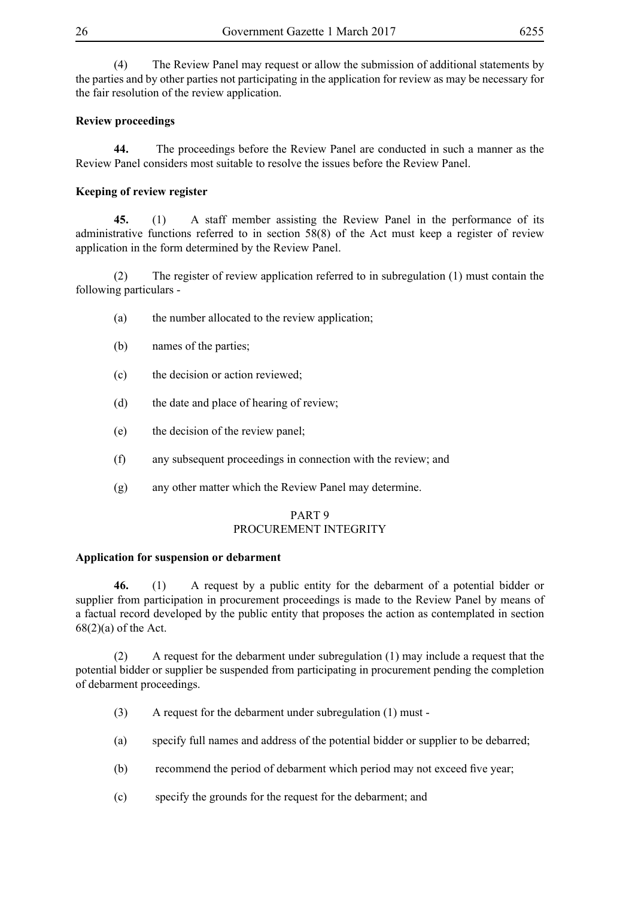(4) The Review Panel may request or allow the submission of additional statements by the parties and by other parties not participating in the application for review as may be necessary for the fair resolution of the review application.

**Review proceedings**

**44.** The proceedings before the Review Panel are conducted in such a manner as the Review Panel considers most suitable to resolve the issues before the Review Panel.

**Keeping of review register**

**45.** (1) A staff member assisting the Review Panel in the performance of its administrative functions referred to in section 58(8) of the Act must keep a register of review application in the form determined by the Review Panel.

(2) The register of review application referred to in subregulation (1) must contain the following particulars -

(a) the number allocated to the review application;

(b) names of the parties;

(c) the decision or action reviewed;

(d) the date and place of hearing of review;

(e) the decision of the review panel;

(f) any subsequent proceedings in connection with the review; and

(g) any other matter which the Review Panel may determine.

## PART 9
## PROCUREMENT INTEGRITY

**Application for suspension or debarment**

**46.** (1) A request by a public entity for the debarment of a potential bidder or supplier from participation in procurement proceedings is made to the Review Panel by means of a factual record developed by the public entity that proposes the action as contemplated in section 68(2)(a) of the Act.

(2) A request for the debarment under subregulation (1) may include a request that the potential bidder or supplier be suspended from participating in procurement pending the completion of debarment proceedings.

(3) A request for the debarment under subregulation (1) must -

(a) specify full names and address of the potential bidder or supplier to be debarred;

(b) recommend the period of debarment which period may not exceed five year;

(c) specify the grounds for the request for the debarment; and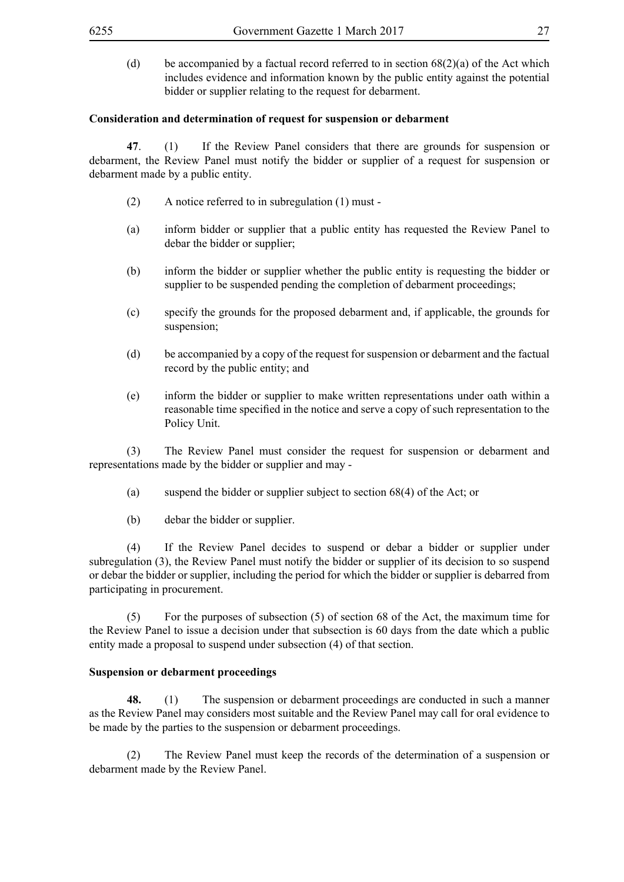(d) be accompanied by a factual record referred to in section 68(2)(a) of the Act which includes evidence and information known by the public entity against the potential bidder or supplier relating to the request for debarment.

**Consideration and determination of request for suspension or debarment**

**47**. (1) If the Review Panel considers that there are grounds for suspension or debarment, the Review Panel must notify the bidder or supplier of a request for suspension or debarment made by a public entity.

(2) A notice referred to in subregulation (1) must -

(a) inform bidder or supplier that a public entity has requested the Review Panel to debar the bidder or supplier;

(b) inform the bidder or supplier whether the public entity is requesting the bidder or supplier to be suspended pending the completion of debarment proceedings;

(c) specify the grounds for the proposed debarment and, if applicable, the grounds for suspension;

(d) be accompanied by a copy of the request for suspension or debarment and the factual record by the public entity; and

(e) inform the bidder or supplier to make written representations under oath within a reasonable time specified in the notice and serve a copy of such representation to the Policy Unit.

(3) The Review Panel must consider the request for suspension or debarment and representations made by the bidder or supplier and may -

(a) suspend the bidder or supplier subject to section 68(4) of the Act; or

(b) debar the bidder or supplier.

(4) If the Review Panel decides to suspend or debar a bidder or supplier under subregulation (3), the Review Panel must notify the bidder or supplier of its decision to so suspend or debar the bidder or supplier, including the period for which the bidder or supplier is debarred from participating in procurement.

(5) For the purposes of subsection (5) of section 68 of the Act, the maximum time for the Review Panel to issue a decision under that subsection is 60 days from the date which a public entity made a proposal to suspend under subsection (4) of that section.

**Suspension or debarment proceedings**

**48.** (1) The suspension or debarment proceedings are conducted in such a manner as the Review Panel may considers most suitable and the Review Panel may call for oral evidence to be made by the parties to the suspension or debarment proceedings.

(2) The Review Panel must keep the records of the determination of a suspension or debarment made by the Review Panel.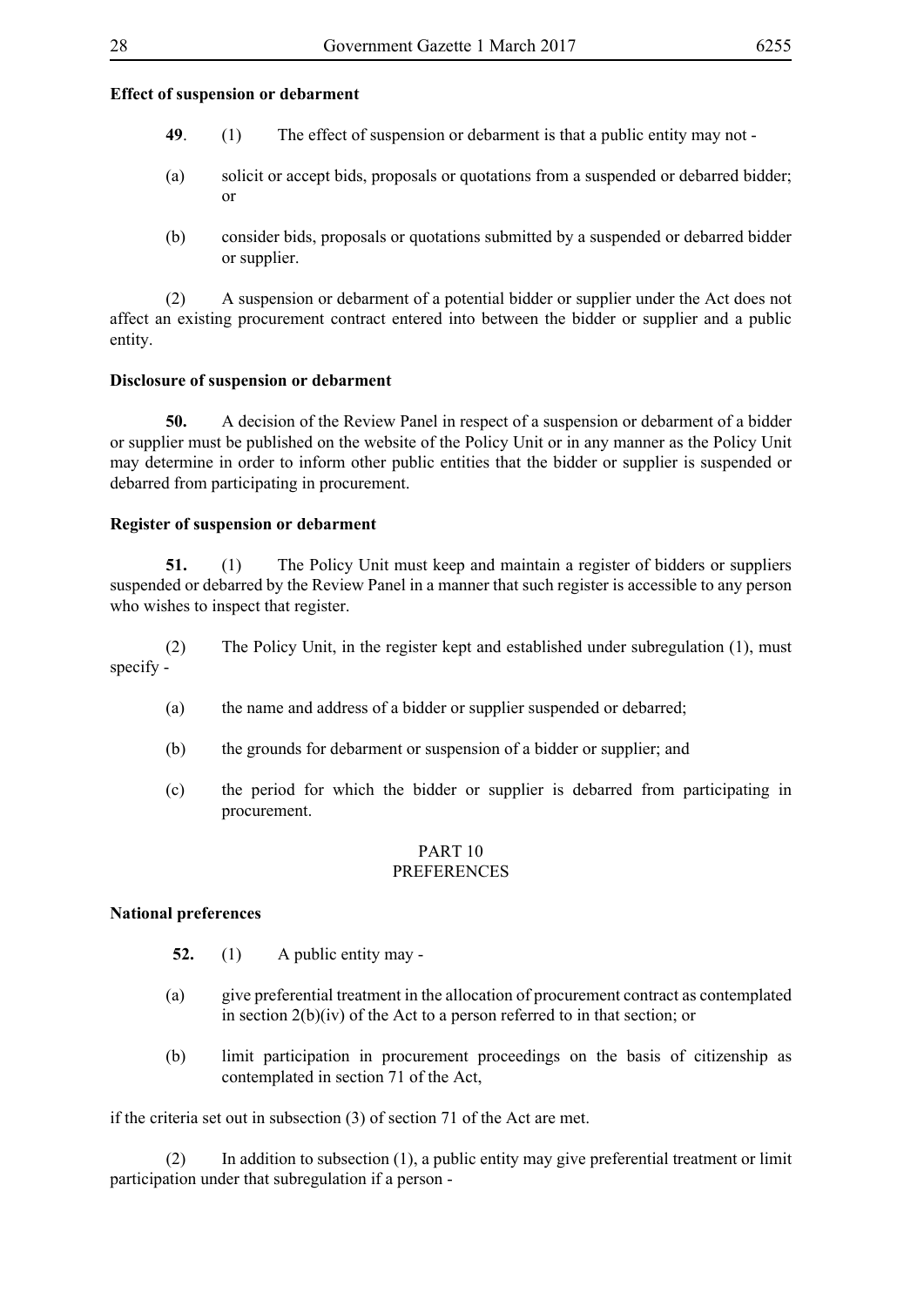**Effect of suspension or debarment**

**49**. (1) The effect of suspension or debarment is that a public entity may not -

(a) solicit or accept bids, proposals or quotations from a suspended or debarred bidder; or

(b) consider bids, proposals or quotations submitted by a suspended or debarred bidder or supplier.

(2) A suspension or debarment of a potential bidder or supplier under the Act does not affect an existing procurement contract entered into between the bidder or supplier and a public entity.

**Disclosure of suspension or debarment**

**50.** A decision of the Review Panel in respect of a suspension or debarment of a bidder or supplier must be published on the website of the Policy Unit or in any manner as the Policy Unit may determine in order to inform other public entities that the bidder or supplier is suspended or debarred from participating in procurement.

**Register of suspension or debarment**

**51.** (1) The Policy Unit must keep and maintain a register of bidders or suppliers suspended or debarred by the Review Panel in a manner that such register is accessible to any person who wishes to inspect that register.

(2) The Policy Unit, in the register kept and established under subregulation (1), must specify -

(a) the name and address of a bidder or supplier suspended or debarred;

(b) the grounds for debarment or suspension of a bidder or supplier; and

(c) the period for which the bidder or supplier is debarred from participating in procurement.

## PART 10
## PREFERENCES

**National preferences**

**52.** (1) A public entity may -

(a) give preferential treatment in the allocation of procurement contract as contemplated in section 2(b)(iv) of the Act to a person referred to in that section; or

(b) limit participation in procurement proceedings on the basis of citizenship as contemplated in section 71 of the Act,

if the criteria set out in subsection (3) of section 71 of the Act are met.

(2) In addition to subsection (1), a public entity may give preferential treatment or limit participation under that subregulation if a person -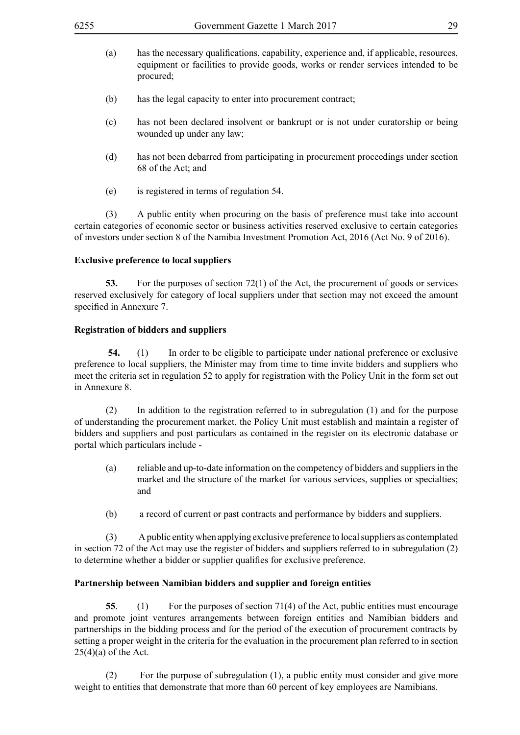(a) has the necessary qualifications, capability, experience and, if applicable, resources, equipment or facilities to provide goods, works or render services intended to be procured;

(b) has the legal capacity to enter into procurement contract;

(c) has not been declared insolvent or bankrupt or is not under curatorship or being wounded up under any law;

(d) has not been debarred from participating in procurement proceedings under section 68 of the Act; and

(e) is registered in terms of regulation 54.

(3) A public entity when procuring on the basis of preference must take into account certain categories of economic sector or business activities reserved exclusive to certain categories of investors under section 8 of the Namibia Investment Promotion Act, 2016 (Act No. 9 of 2016).

**Exclusive preference to local suppliers**

**53.** For the purposes of section 72(1) of the Act, the procurement of goods or services reserved exclusively for category of local suppliers under that section may not exceed the amount specified in Annexure 7.

**Registration of bidders and suppliers**

**54.** (1) In order to be eligible to participate under national preference or exclusive preference to local suppliers, the Minister may from time to time invite bidders and suppliers who meet the criteria set in regulation 52 to apply for registration with the Policy Unit in the form set out in Annexure 8.

(2) In addition to the registration referred to in subregulation (1) and for the purpose of understanding the procurement market, the Policy Unit must establish and maintain a register of bidders and suppliers and post particulars as contained in the register on its electronic database or portal which particulars include -

(a) reliable and up-to-date information on the competency of bidders and suppliers in the market and the structure of the market for various services, supplies or specialties; and

(b) a record of current or past contracts and performance by bidders and suppliers.

(3) A public entity when applying exclusive preference to local suppliers as contemplated in section 72 of the Act may use the register of bidders and suppliers referred to in subregulation (2) to determine whether a bidder or supplier qualifies for exclusive preference.

**Partnership between Namibian bidders and supplier and foreign entities**

**55**. (1) For the purposes of section 71(4) of the Act, public entities must encourage and promote joint ventures arrangements between foreign entities and Namibian bidders and partnerships in the bidding process and for the period of the execution of procurement contracts by setting a proper weight in the criteria for the evaluation in the procurement plan referred to in section 25(4)(a) of the Act.

(2) For the purpose of subregulation (1), a public entity must consider and give more weight to entities that demonstrate that more than 60 percent of key employees are Namibians.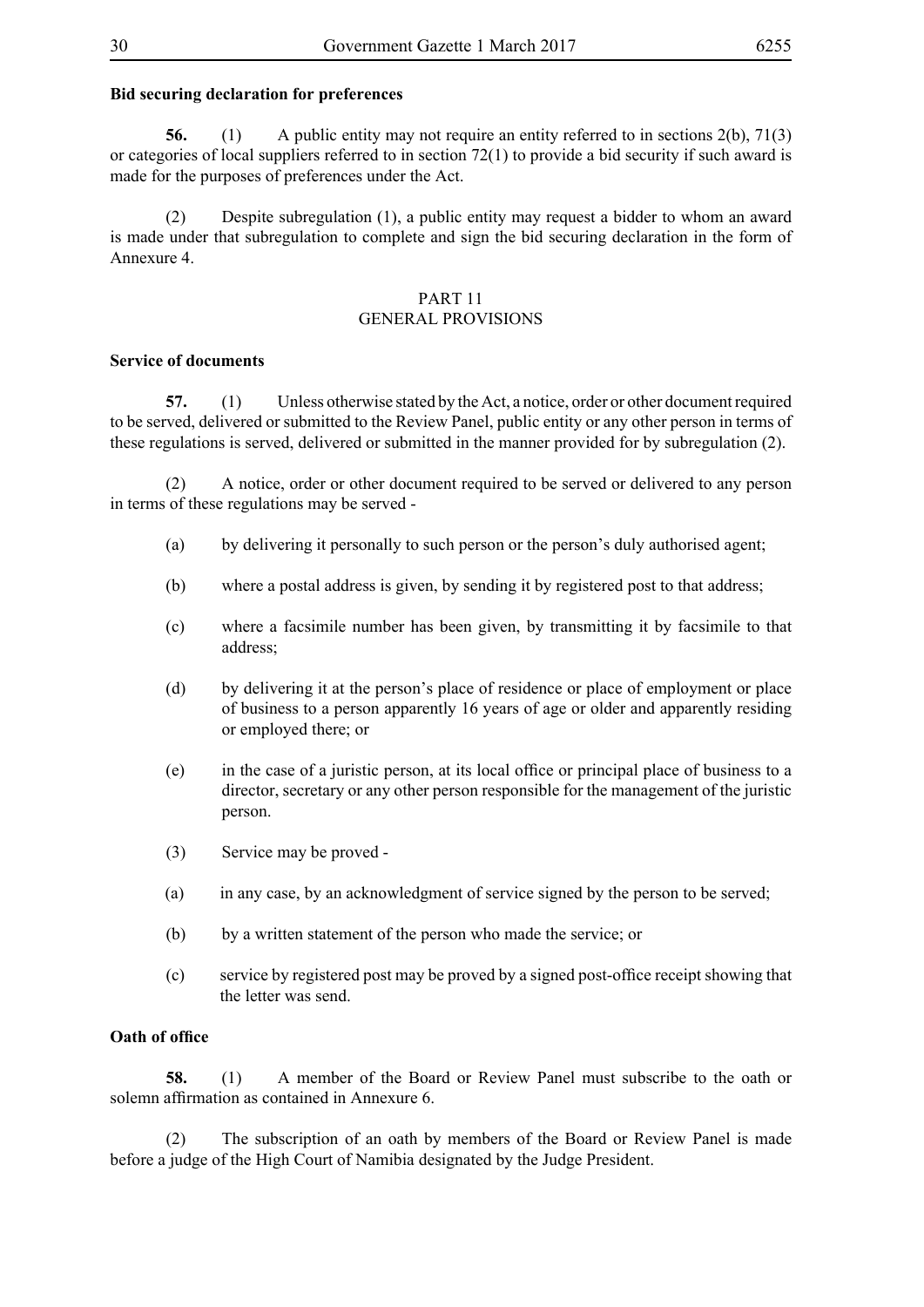**Bid securing declaration for preferences**

**56.** (1) A public entity may not require an entity referred to in sections 2(b), 71(3) or categories of local suppliers referred to in section 72(1) to provide a bid security if such award is made for the purposes of preferences under the Act.

(2) Despite subregulation (1), a public entity may request a bidder to whom an award is made under that subregulation to complete and sign the bid securing declaration in the form of Annexure 4.

## PART 11
## GENERAL PROVISIONS

**Service of documents**

**57.** (1) Unless otherwise stated by the Act, a notice, order or other document required to be served, delivered or submitted to the Review Panel, public entity or any other person in terms of these regulations is served, delivered or submitted in the manner provided for by subregulation (2).

(2) A notice, order or other document required to be served or delivered to any person in terms of these regulations may be served -

(a) by delivering it personally to such person or the person's duly authorised agent;

(b) where a postal address is given, by sending it by registered post to that address;

(c) where a facsimile number has been given, by transmitting it by facsimile to that address;

(d) by delivering it at the person's place of residence or place of employment or place of business to a person apparently 16 years of age or older and apparently residing or employed there; or

(e) in the case of a juristic person, at its local office or principal place of business to a director, secretary or any other person responsible for the management of the juristic person.

(3) Service may be proved -

(a) in any case, by an acknowledgment of service signed by the person to be served;

(b) by a written statement of the person who made the service; or

(c) service by registered post may be proved by a signed post-office receipt showing that the letter was send.

**Oath of office**

**58.** (1) A member of the Board or Review Panel must subscribe to the oath or solemn affirmation as contained in Annexure 6.

(2) The subscription of an oath by members of the Board or Review Panel is made before a judge of the High Court of Namibia designated by the Judge President.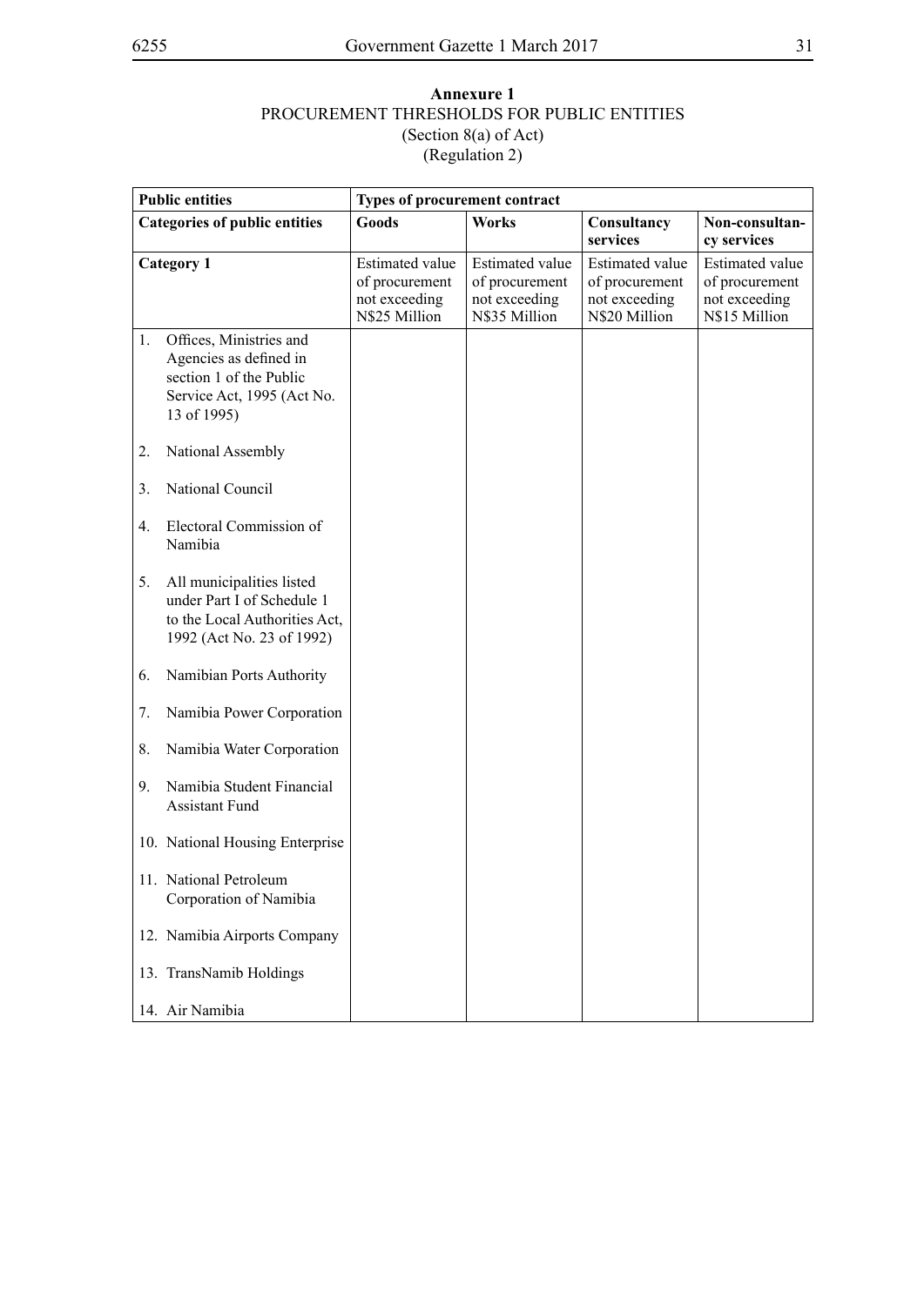**Annexure 1**

PROCUREMENT THRESHOLDS FOR PUBLIC ENTITIES

(Section 8(a) of Act)

(Regulation 2)

| **Public entities** | **Types of procurement contract** | | | |
|---|---|---|---|---|
| **Categories of public entities** | **Goods** | **Works** | **Consultancy services** | **Non-consultancy services** |
| **Category 1** | Estimated value of procurement not exceeding N$25 Million | Estimated value of procurement not exceeding N$35 Million | Estimated value of procurement not exceeding N$20 Million | Estimated value of procurement not exceeding N$15 Million |
| 1. Offices, Ministries and Agencies as defined in section 1 of the Public Service Act, 1995 (Act No. 13 of 1995) | | | | |
| 2. National Assembly | | | | |
| 3. National Council | | | | |
| 4. Electoral Commission of Namibia | | | | |
| 5. All municipalities listed under Part I of Schedule 1 to the Local Authorities Act, 1992 (Act No. 23 of 1992) | | | | |
| 6. Namibian Ports Authority | | | | |
| 7. Namibia Power Corporation | | | | |
| 8. Namibia Water Corporation | | | | |
| 9. Namibia Student Financial Assistant Fund | | | | |
| 10. National Housing Enterprise | | | | |
| 11. National Petroleum Corporation of Namibia | | | | |
| 12. Namibia Airports Company | | | | |
| 13. TransNamib Holdings | | | | |
| 14. Air Namibia | | | | |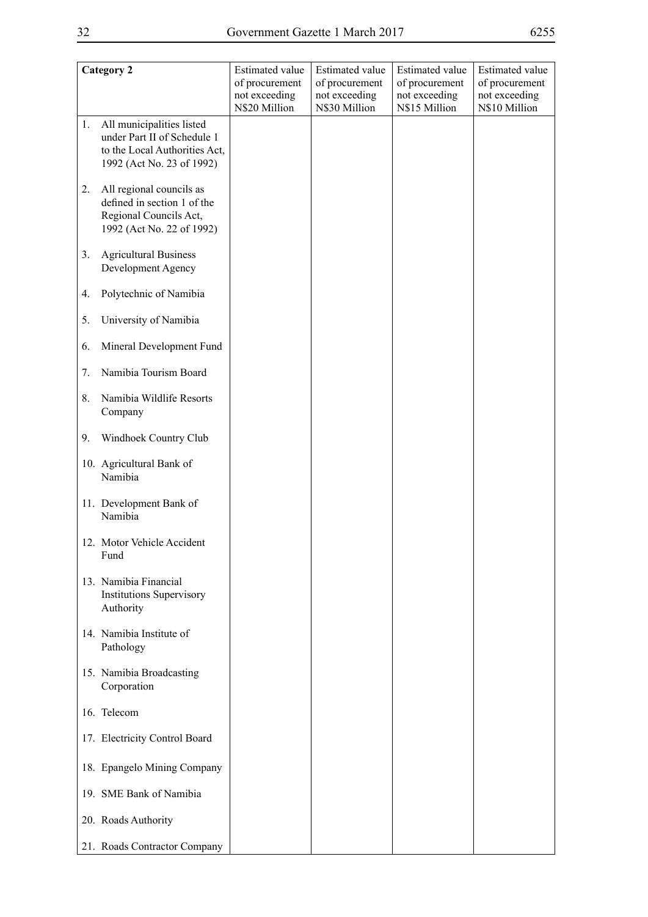| Category 2 | Estimated value of procurement not exceeding N$20 Million | Estimated value of procurement not exceeding N$30 Million | Estimated value of procurement not exceeding N$15 Million | Estimated value of procurement not exceeding N$10 Million |
|---|---|---|---|---|
| 1. All municipalities listed under Part II of Schedule 1 to the Local Authorities Act, 1992 (Act No. 23 of 1992) | | | | |
| 2. All regional councils as defined in section 1 of the Regional Councils Act, 1992 (Act No. 22 of 1992) | | | | |
| 3. Agricultural Business Development Agency | | | | |
| 4. Polytechnic of Namibia | | | | |
| 5. University of Namibia | | | | |
| 6. Mineral Development Fund | | | | |
| 7. Namibia Tourism Board | | | | |
| 8. Namibia Wildlife Resorts Company | | | | |
| 9. Windhoek Country Club | | | | |
| 10. Agricultural Bank of Namibia | | | | |
| 11. Development Bank of Namibia | | | | |
| 12. Motor Vehicle Accident Fund | | | | |
| 13. Namibia Financial Institutions Supervisory Authority | | | | |
| 14. Namibia Institute of Pathology | | | | |
| 15. Namibia Broadcasting Corporation | | | | |
| 16. Telecom | | | | |
| 17. Electricity Control Board | | | | |
| 18. Epangelo Mining Company | | | | |
| 19. SME Bank of Namibia | | | | |
| 20. Roads Authority | | | | |
| 21. Roads Contractor Company | | | | |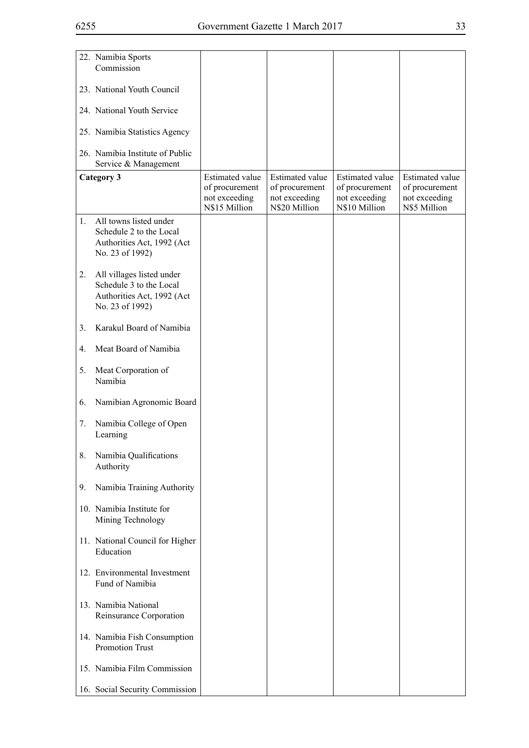| | | | | |
|---|---|---|---|---|
| 22. Namibia Sports Commission | | | | |
| 23. National Youth Council | | | | |
| 24. National Youth Service | | | | |
| 25. Namibia Statistics Agency | | | | |
| 26. Namibia Institute of Public Service & Management | | | | |
| **Category 3** | Estimated value of procurement not exceeding N$15 Million | Estimated value of procurement not exceeding N$20 Million | Estimated value of procurement not exceeding N$10 Million | Estimated value of procurement not exceeding N$5 Million |
| 1. All towns listed under Schedule 2 to the Local Authorities Act, 1992 (Act No. 23 of 1992) | | | | |
| 2. All villages listed under Schedule 3 to the Local Authorities Act, 1992 (Act No. 23 of 1992) | | | | |
| 3. Karakul Board of Namibia | | | | |
| 4. Meat Board of Namibia | | | | |
| 5. Meat Corporation of Namibia | | | | |
| 6. Namibian Agronomic Board | | | | |
| 7. Namibia College of Open Learning | | | | |
| 8. Namibia Qualifications Authority | | | | |
| 9. Namibia Training Authority | | | | |
| 10. Namibia Institute for Mining Technology | | | | |
| 11. National Council for Higher Education | | | | |
| 12. Environmental Investment Fund of Namibia | | | | |
| 13. Namibia National Reinsurance Corporation | | | | |
| 14. Namibia Fish Consumption Promotion Trust | | | | |
| 15. Namibia Film Commission | | | | |
| 16. Social Security Commission | | | | |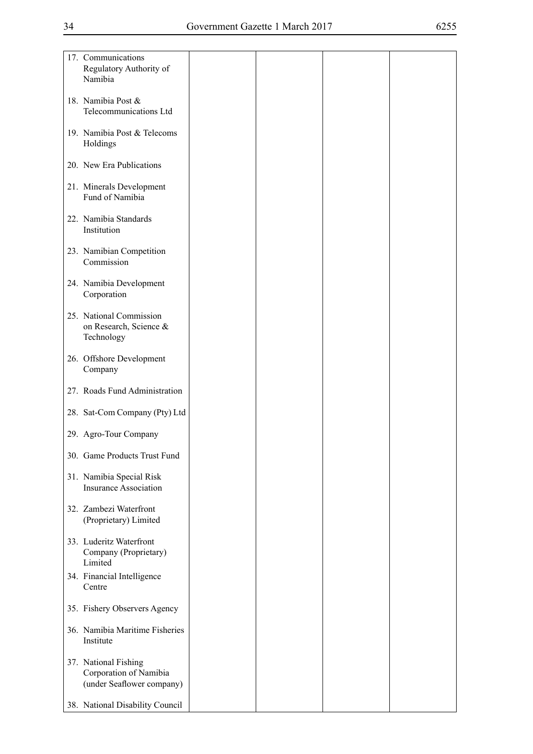| | | | | |
|---|---|---|---|---|
| 17. Communications Regulatory Authority of Namibia | | | | |
| 18. Namibia Post & Telecommunications Ltd | | | | |
| 19. Namibia Post & Telecoms Holdings | | | | |
| 20. New Era Publications | | | | |
| 21. Minerals Development Fund of Namibia | | | | |
| 22. Namibia Standards Institution | | | | |
| 23. Namibian Competition Commission | | | | |
| 24. Namibia Development Corporation | | | | |
| 25. National Commission on Research, Science & Technology | | | | |
| 26. Offshore Development Company | | | | |
| 27. Roads Fund Administration | | | | |
| 28. Sat-Com Company (Pty) Ltd | | | | |
| 29. Agro-Tour Company | | | | |
| 30. Game Products Trust Fund | | | | |
| 31. Namibia Special Risk Insurance Association | | | | |
| 32. Zambezi Waterfront (Proprietary) Limited | | | | |
| 33. Luderitz Waterfront Company (Proprietary) Limited | | | | |
| 34. Financial Intelligence Centre | | | | |
| 35. Fishery Observers Agency | | | | |
| 36. Namibia Maritime Fisheries Institute | | | | |
| 37. National Fishing Corporation of Namibia (under Seaflower company) | | | | |
| 38. National Disability Council | | | | |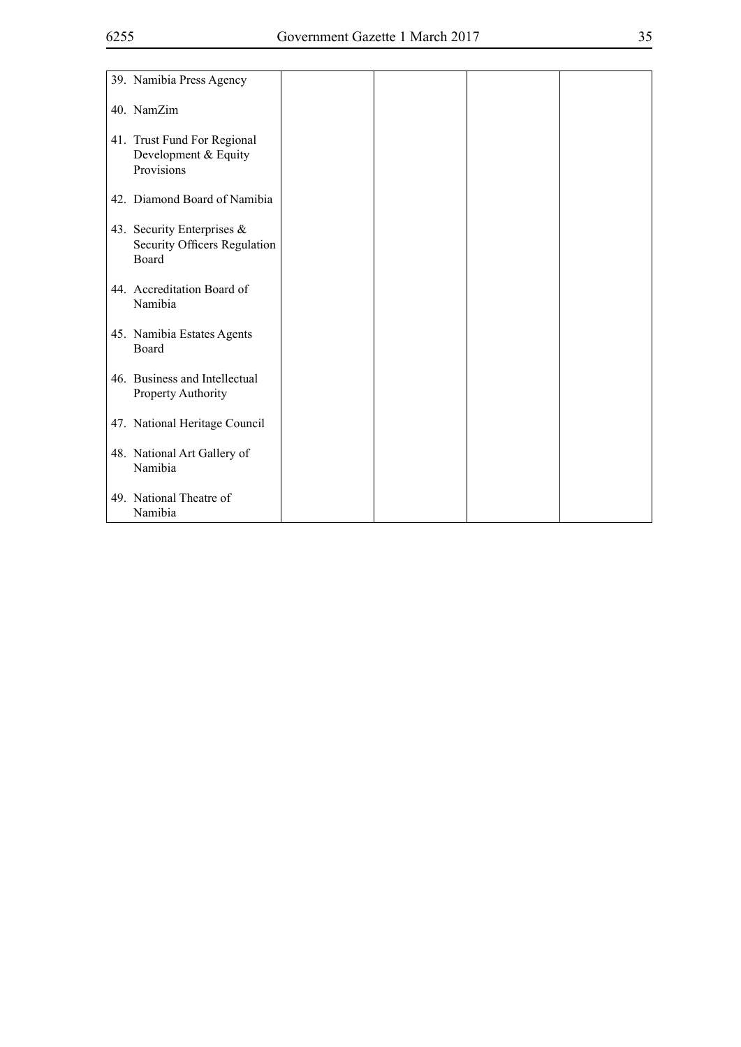| | | | | |
|---|---|---|---|---|
| 39. Namibia Press Agency | | | | |
| 40. NamZim | | | | |
| 41. Trust Fund For Regional Development & Equity Provisions | | | | |
| 42. Diamond Board of Namibia | | | | |
| 43. Security Enterprises & Security Officers Regulation Board | | | | |
| 44. Accreditation Board of Namibia | | | | |
| 45. Namibia Estates Agents Board | | | | |
| 46. Business and Intellectual Property Authority | | | | |
| 47. National Heritage Council | | | | |
| 48. National Art Gallery of Namibia | | | | |
| 49. National Theatre of Namibia | | | | |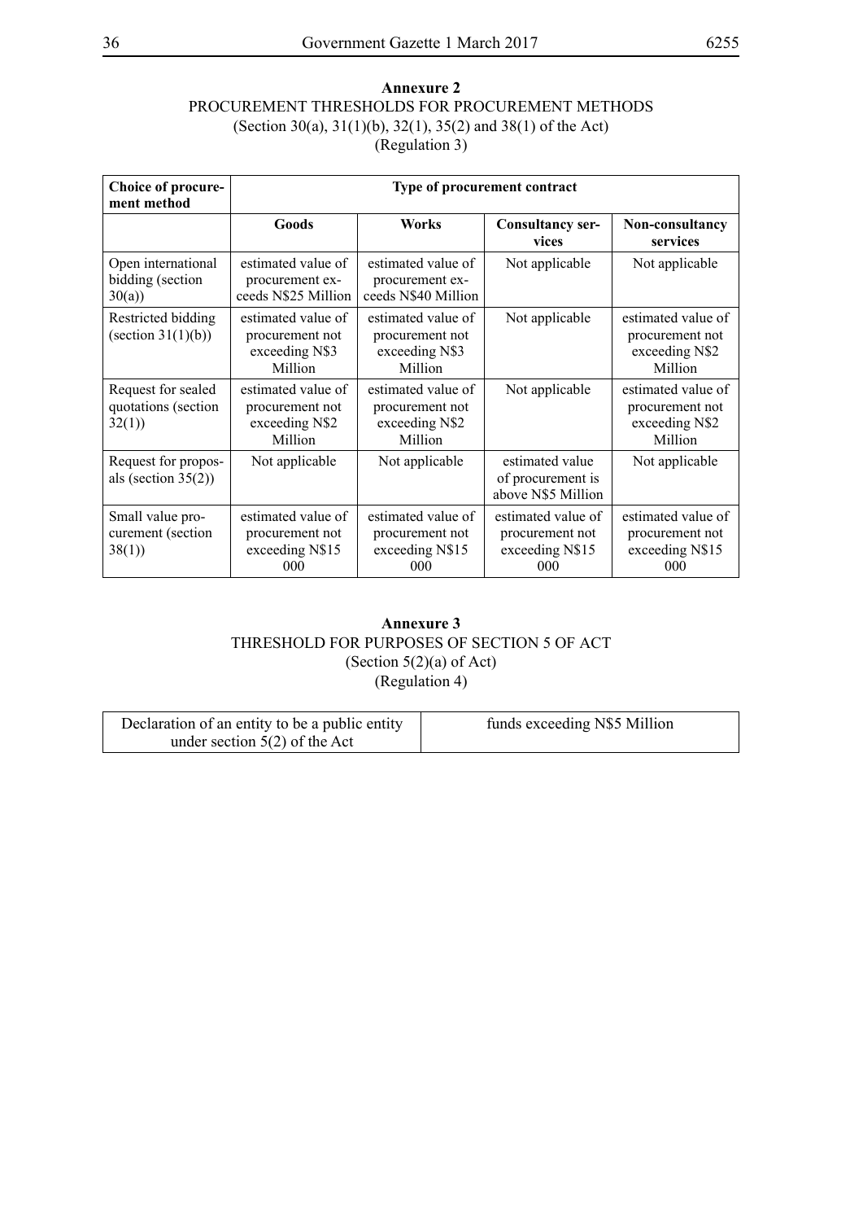## Annexure 2

PROCUREMENT THRESHOLDS FOR PROCUREMENT METHODS

(Section 30(a), 31(1)(b), 32(1), 35(2) and 38(1) of the Act)

(Regulation 3)

| **Choice of procurement method** | **Type of procurement contract** | | | |
|---|---|---|---|---|
| | **Goods** | **Works** | **Consultancy services** | **Non-consultancy services** |
| Open international bidding (section 30(a)) | estimated value of procurement exceeds N$25 Million | estimated value of procurement exceeds N$40 Million | Not applicable | Not applicable |
| Restricted bidding (section 31(1)(b)) | estimated value of procurement not exceeding N$3 Million | estimated value of procurement not exceeding N$3 Million | Not applicable | estimated value of procurement not exceeding N$2 Million |
| Request for sealed quotations (section 32(1)) | estimated value of procurement not exceeding N$2 Million | estimated value of procurement not exceeding N$2 Million | Not applicable | estimated value of procurement not exceeding N$2 Million |
| Request for proposals (section 35(2)) | Not applicable | Not applicable | estimated value of procurement is above N$5 Million | Not applicable |
| Small value procurement (section 38(1)) | estimated value of procurement not exceeding N$15 000 | estimated value of procurement not exceeding N$15 000 | estimated value of procurement not exceeding N$15 000 | estimated value of procurement not exceeding N$15 000 |

## Annexure 3

THRESHOLD FOR PURPOSES OF SECTION 5 OF ACT

(Section 5(2)(a) of Act)

(Regulation 4)

| | |
|---|---|
| Declaration of an entity to be a public entity under section 5(2) of the Act | funds exceeding N$5 Million |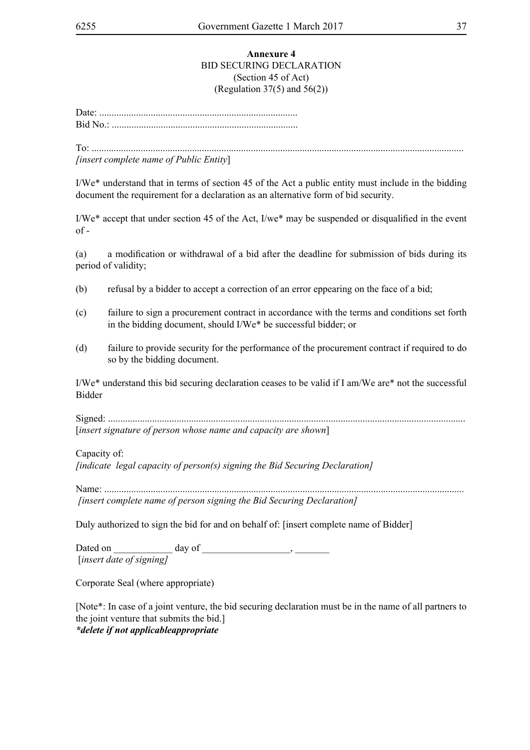**Annexure 4**

BID SECURING DECLARATION

(Section 45 of Act)

(Regulation 37(5) and 56(2))

Date: .................................................................................

Bid No.: ...........................................................................

To: ......................................................................................................................................................

*[insert complete name of Public Entity*]

I/We* understand that in terms of section 45 of the Act a public entity must include in the bidding document the requirement for a declaration as an alternative form of bid security.

I/We* accept that under section 45 of the Act, I/we* may be suspended or disqualified in the event of -

(a) a modification or withdrawal of a bid after the deadline for submission of bids during its period of validity;

(b) refusal by a bidder to accept a correction of an error eppearing on the face of a bid;

(c) failure to sign a procurement contract in accordance with the terms and conditions set forth in the bidding document, should I/We* be successful bidder; or

(d) failure to provide security for the performance of the procurement contract if required to do so by the bidding document.

I/We* understand this bid securing declaration ceases to be valid if I am/We are* not the successful Bidder

Signed: ...............................................................................................................................................

[*insert signature of person whose name and capacity are shown*]

Capacity of:

*[indicate legal capacity of person(s) signing the Bid Securing Declaration]*

Name: ................................................................................................................................................

*[insert complete name of person signing the Bid Securing Declaration]*

Duly authorized to sign the bid for and on behalf of: [insert complete name of Bidder]

Dated on ____________ day of __________________, _______

[*insert date of signing]*

Corporate Seal (where appropriate)

[Note*: In case of a joint venture, the bid securing declaration must be in the name of all partners to the joint venture that submits the bid.]

***delete if not applicableappropriate***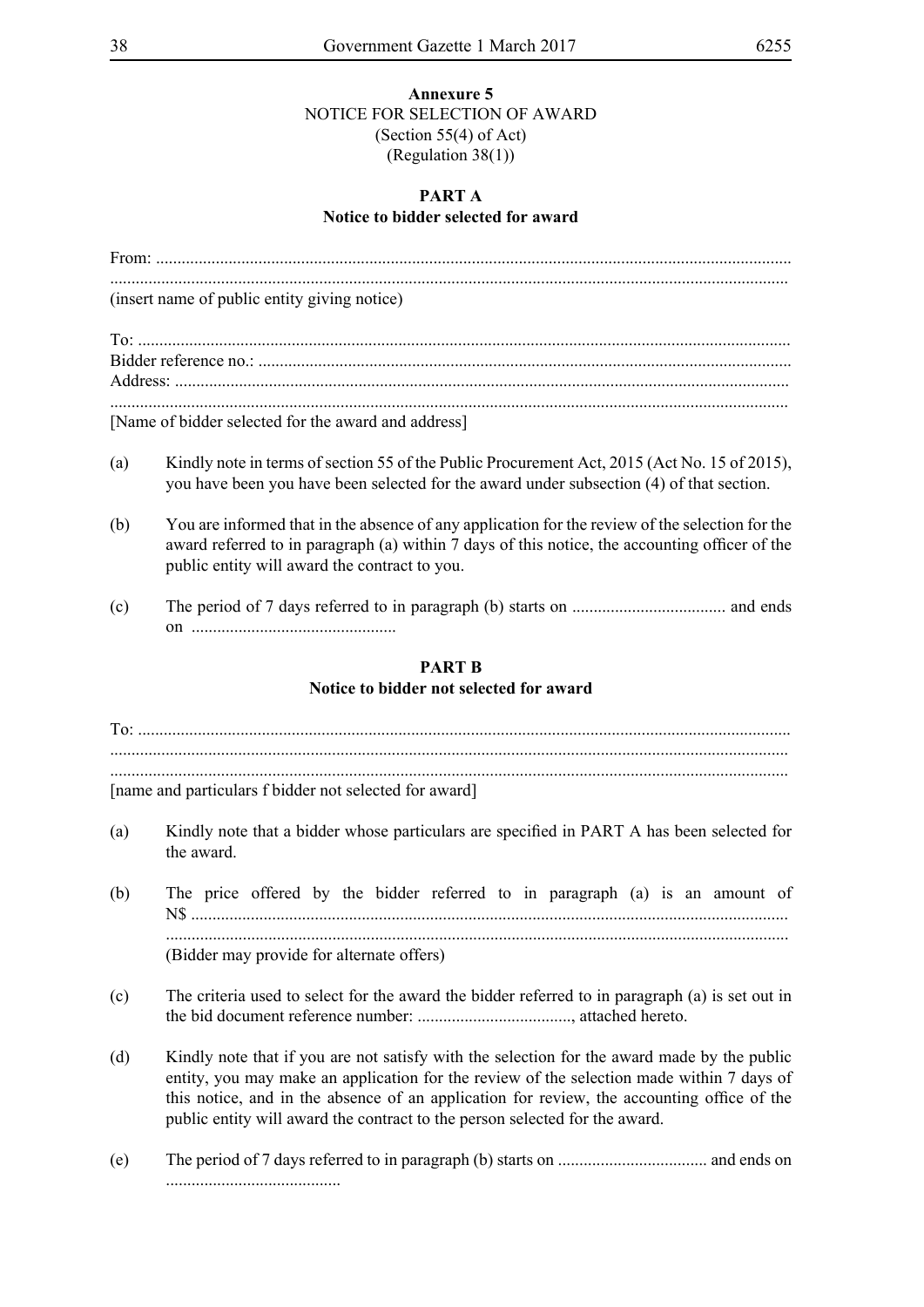**Annexure 5**

NOTICE FOR SELECTION OF AWARD
(Section 55(4) of Act)
(Regulation 38(1))

**PART A**
**Notice to bidder selected for award**

From: ....................................................................................................................................................
.............................................................................................................................................................
(insert name of public entity giving notice)

To: ..........................................................................................................................................................
Bidder reference no.: ..............................................................................................................................
Address: .................................................................................................................................................
.............................................................................................................................................................
[Name of bidder selected for the award and address]

(a) Kindly note in terms of section 55 of the Public Procurement Act, 2015 (Act No. 15 of 2015), you have been you have been selected for the award under subsection (4) of that section.

(b) You are informed that in the absence of any application for the review of the selection for the award referred to in paragraph (a) within 7 days of this notice, the accounting officer of the public entity will award the contract to you.

(c) The period of 7 days referred to in paragraph (b) starts on .................................... and ends on ................................................

**PART B**
**Notice to bidder not selected for award**

To: ..........................................................................................................................................................
.............................................................................................................................................................
.............................................................................................................................................................
[name and particulars f bidder not selected for award]

(a) Kindly note that a bidder whose particulars are specified in PART A has been selected for the award.

(b) The price offered by the bidder referred to in paragraph (a) is an amount of N$ ...........................................................................................................................................
.............................................................................................................................................................
(Bidder may provide for alternate offers)

(c) The criteria used to select for the award the bidder referred to in paragraph (a) is set out in the bid document reference number: ...................................., attached hereto.

(d) Kindly note that if you are not satisfy with the selection for the award made by the public entity, you may make an application for the review of the selection made within 7 days of this notice, and in the absence of an application for review, the accounting office of the public entity will award the contract to the person selected for the award.

(e) The period of 7 days referred to in paragraph (b) starts on ................................... and ends on .........................................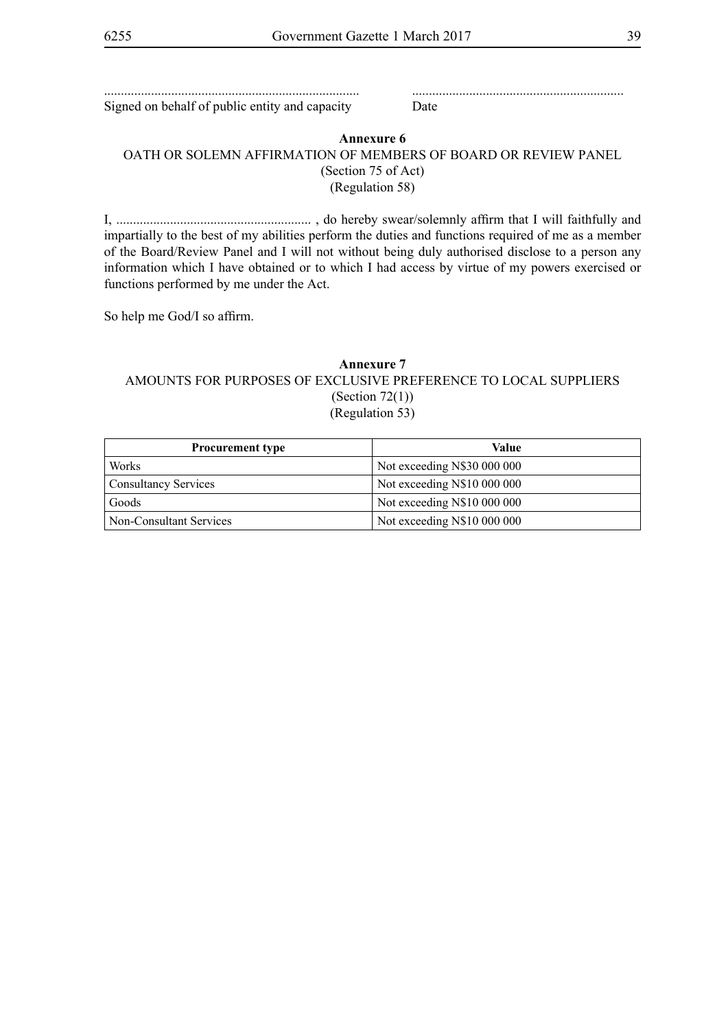.............................................................................                .................................................................

Signed on behalf of public entity and capacity                Date

**Annexure 6**

OATH OR SOLEMN AFFIRMATION OF MEMBERS OF BOARD OR REVIEW PANEL
(Section 75 of Act)
(Regulation 58)

I, ......................................................... , do hereby swear/solemnly affirm that I will faithfully and impartially to the best of my abilities perform the duties and functions required of me as a member of the Board/Review Panel and I will not without being duly authorised disclose to a person any information which I have obtained or to which I had access by virtue of my powers exercised or functions performed by me under the Act.

So help me God/I so affirm.

**Annexure 7**

AMOUNTS FOR PURPOSES OF EXCLUSIVE PREFERENCE TO LOCAL SUPPLIERS
(Section 72(1))
(Regulation 53)

| Procurement type | Value |
|---|---|
| Works | Not exceeding N$30 000 000 |
| Consultancy Services | Not exceeding N$10 000 000 |
| Goods | Not exceeding N$10 000 000 |
| Non-Consultant Services | Not exceeding N$10 000 000 |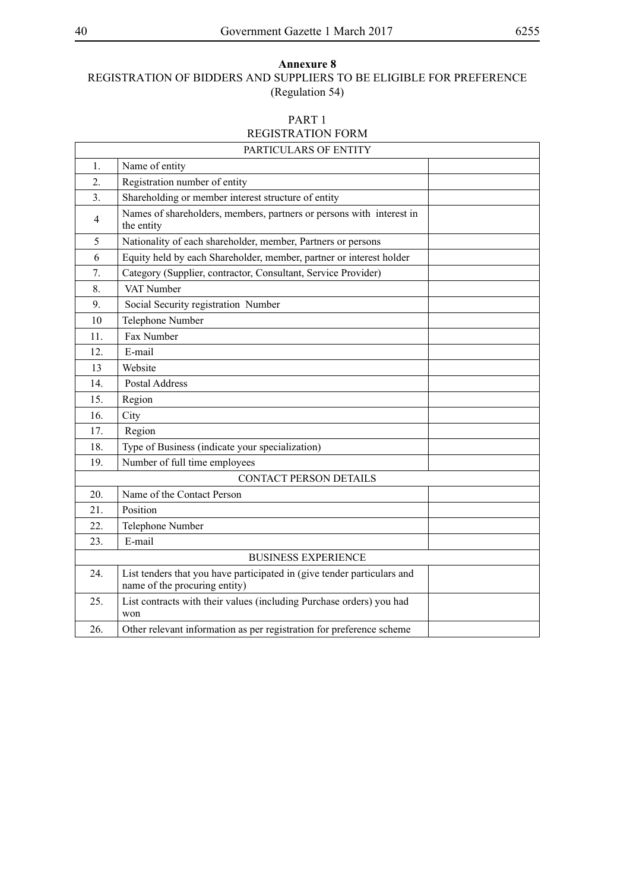**Annexure 8**

REGISTRATION OF BIDDERS AND SUPPLIERS TO BE ELIGIBLE FOR PREFERENCE
(Regulation 54)

PART 1
REGISTRATION FORM

| PARTICULARS OF ENTITY | | |
|---|---|---|
| 1. | Name of entity | |
| 2. | Registration number of entity | |
| 3. | Shareholding or member interest structure of entity | |
| 4 | Names of shareholders, members, partners or persons with interest in the entity | |
| 5 | Nationality of each shareholder, member, Partners or persons | |
| 6 | Equity held by each Shareholder, member, partner or interest holder | |
| 7. | Category (Supplier, contractor, Consultant, Service Provider) | |
| 8. | VAT Number | |
| 9. | Social Security registration Number | |
| 10 | Telephone Number | |
| 11. | Fax Number | |
| 12. | E-mail | |
| 13 | Website | |
| 14. | Postal Address | |
| 15. | Region | |
| 16. | City | |
| 17. | Region | |
| 18. | Type of Business (indicate your specialization) | |
| 19. | Number of full time employees | |
| CONTACT PERSON DETAILS | | |
| 20. | Name of the Contact Person | |
| 21. | Position | |
| 22. | Telephone Number | |
| 23. | E-mail | |
| BUSINESS EXPERIENCE | | |
| 24. | List tenders that you have participated in (give tender particulars and name of the procuring entity) | |
| 25. | List contracts with their values (including Purchase orders) you had won | |
| 26. | Other relevant information as per registration for preference scheme | |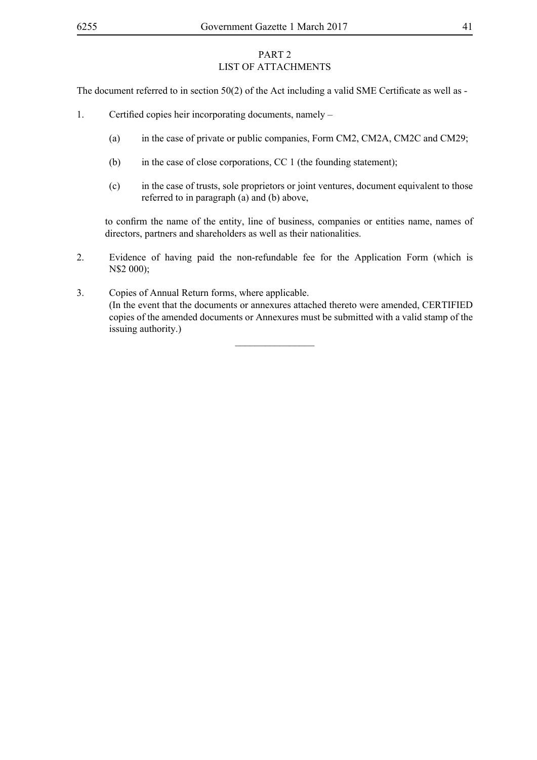## PART 2
## LIST OF ATTACHMENTS

The document referred to in section 50(2) of the Act including a valid SME Certificate as well as -

1. Certified copies heir incorporating documents, namely –

   (a) in the case of private or public companies, Form CM2, CM2A, CM2C and CM29;

   (b) in the case of close corporations, CC 1 (the founding statement);

   (c) in the case of trusts, sole proprietors or joint ventures, document equivalent to those referred to in paragraph (a) and (b) above,

   to confirm the name of the entity, line of business, companies or entities name, names of directors, partners and shareholders as well as their nationalities.

2. Evidence of having paid the non-refundable fee for the Application Form (which is N$2 000);

3. Copies of Annual Return forms, where applicable.
   (In the event that the documents or annexures attached thereto were amended, CERTIFIED copies of the amended documents or Annexures must be submitted with a valid stamp of the issuing authority.)

________________